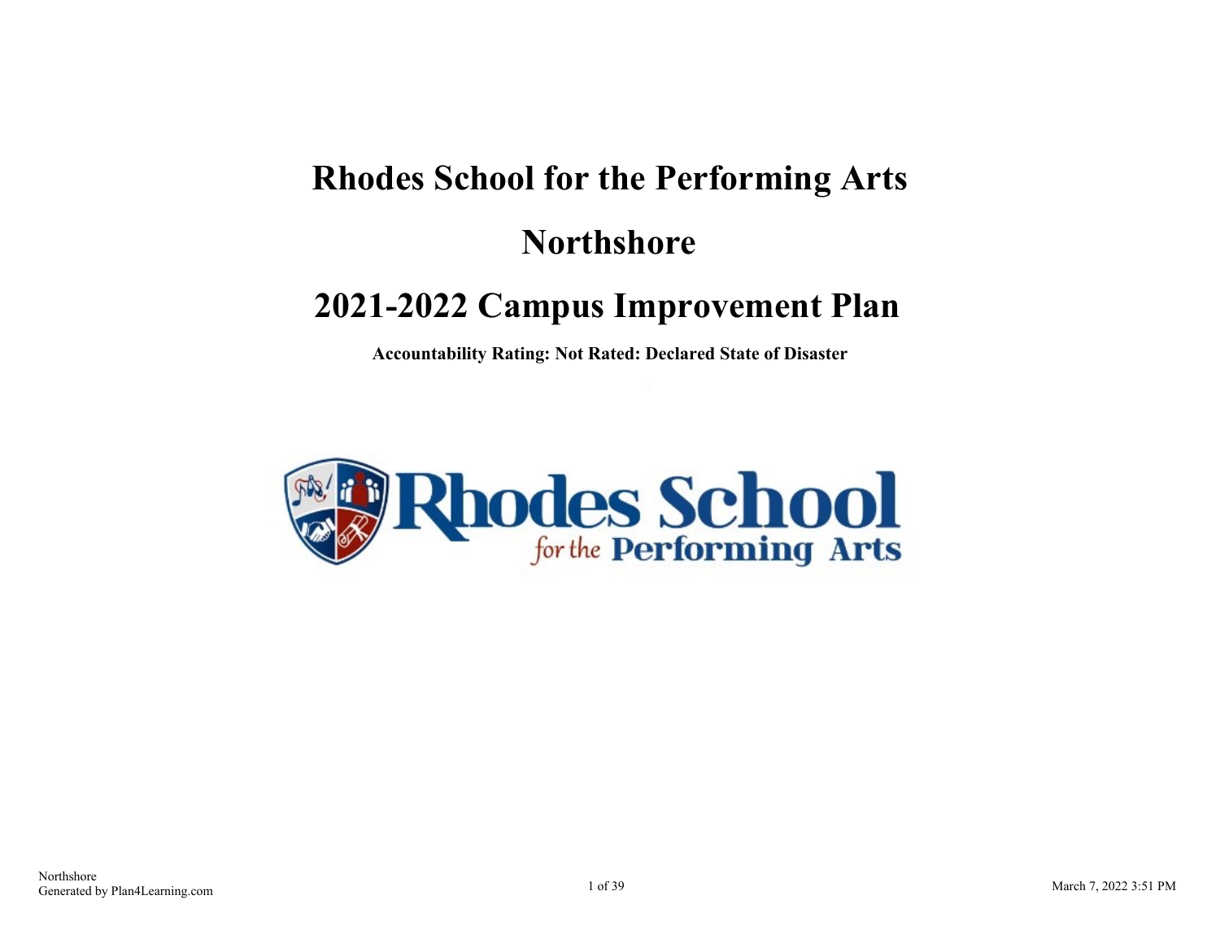# Rhodes School for the Performing Arts

# Northshore

# 2021-2022 Campus Improvement Plan

**Accountability Rating: Not Rated: Declared State of Disaster**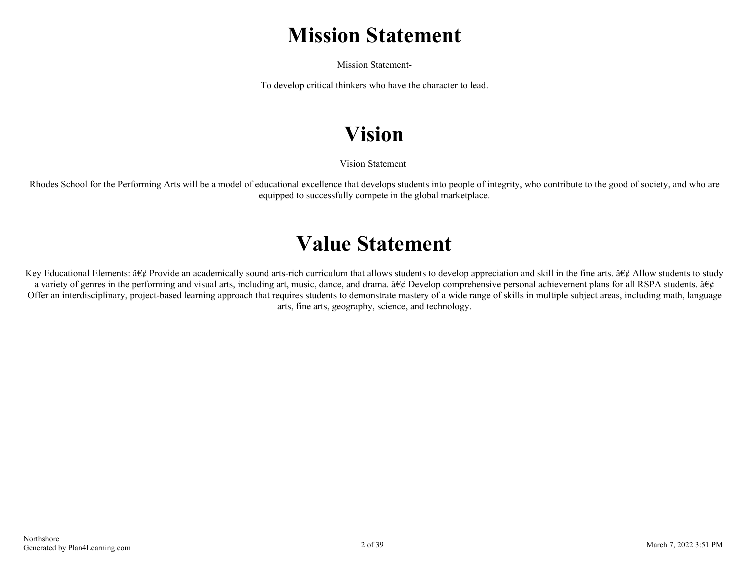# Mission Statement

Mission Statement-

To develop critical thinkers who have the character to lead.

# Vision

Vision Statement

Rhodes School for the Performing Arts will be a model of educational excellence that develops students into people of integrity, who contribute to the good of society, and who are equipped to successfully compete in the global marketplace.

# Value Statement

Key Educational Elements: â€¢ Provide an academically sound arts-rich curriculum that allows students to develop appreciation and skill in the fine arts. â€¢ Allow students to study a variety of genres in the performing and visual arts, including art, music, dance, and drama. â€¢ Develop comprehensive personal achievement plans for all RSPA students. â€¢ Offer an interdisciplinary, project-based learning approach that requires students to demonstrate mastery of a wide range of skills in multiple subject areas, including math, language arts, fine arts, geography, science, and technology.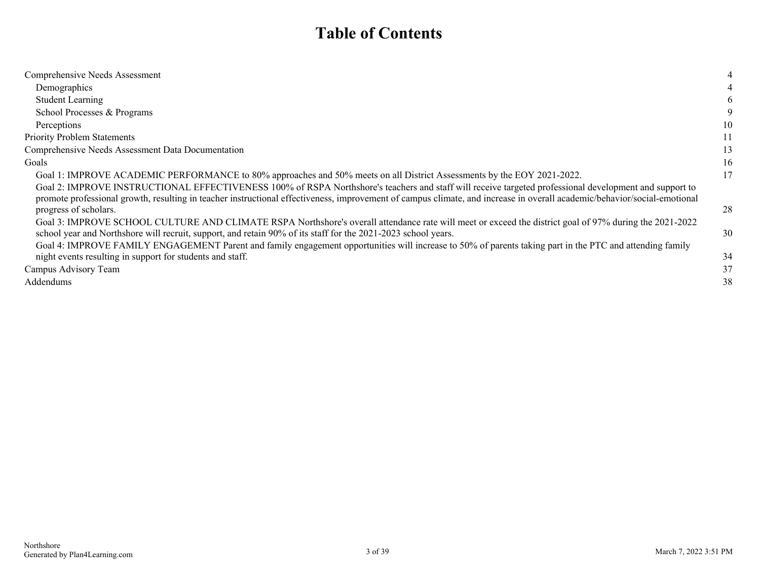# Table of Contents

| | |
|---|---|
| Comprehensive Needs Assessment | 4 |
| Demographics | 4 |
| Student Learning | 6 |
| School Processes & Programs | 9 |
| Perceptions | 10 |
| Priority Problem Statements | 11 |
| Comprehensive Needs Assessment Data Documentation | 13 |
| Goals | 16 |
| Goal 1: IMPROVE ACADEMIC PERFORMANCE to 80% approaches and 50% meets on all District Assessments by the EOY 2021-2022. | 17 |
| Goal 2: IMPROVE INSTRUCTIONAL EFFECTIVENESS 100% of RSPA Northshore's teachers and staff will receive targeted professional development and support to promote professional growth, resulting in teacher instructional effectiveness, improvement of campus climate, and increase in overall academic/behavior/social-emotional progress of scholars. | 28 |
| Goal 3: IMPROVE SCHOOL CULTURE AND CLIMATE RSPA Northshore's overall attendance rate will meet or exceed the district goal of 97% during the 2021-2022 school year and Northshore will recruit, support, and retain 90% of its staff for the 2021-2023 school years. | 30 |
| Goal 4: IMPROVE FAMILY ENGAGEMENT Parent and family engagement opportunities will increase to 50% of parents taking part in the PTC and attending family night events resulting in support for students and staff. | 34 |
| Campus Advisory Team | 37 |
| Addendums | 38 |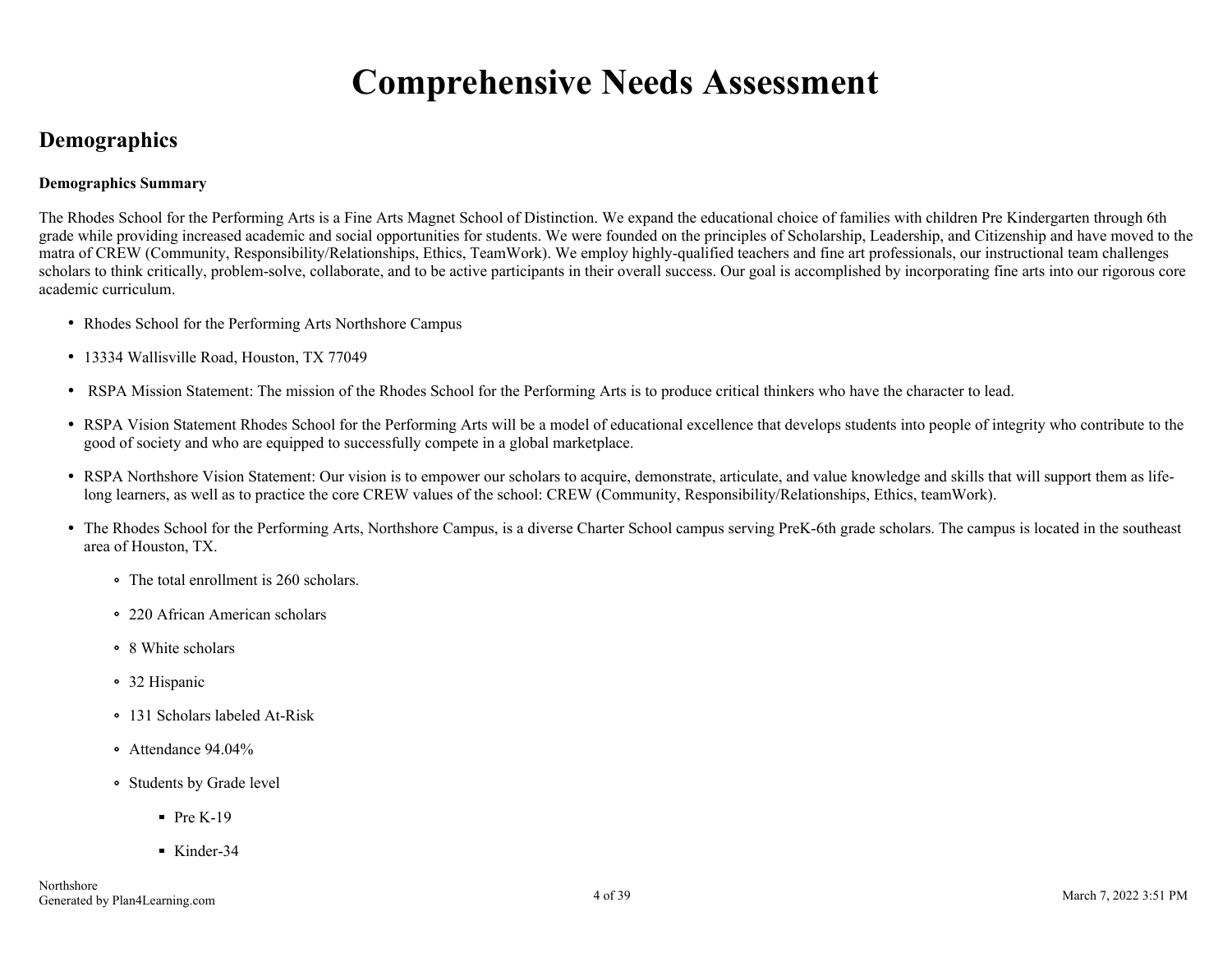# Comprehensive Needs Assessment

## Demographics

**Demographics Summary**

The Rhodes School for the Performing Arts is a Fine Arts Magnet School of Distinction. We expand the educational choice of families with children Pre Kindergarten through 6th grade while providing increased academic and social opportunities for students. We were founded on the principles of Scholarship, Leadership, and Citizenship and have moved to the matra of CREW (Community, Responsibility/Relationships, Ethics, TeamWork). We employ highly-qualified teachers and fine art professionals, our instructional team challenges scholars to think critically, problem-solve, collaborate, and to be active participants in their overall success. Our goal is accomplished by incorporating fine arts into our rigorous core academic curriculum.

- Rhodes School for the Performing Arts Northshore Campus
- 13334 Wallisville Road, Houston, TX 77049
- RSPA Mission Statement: The mission of the Rhodes School for the Performing Arts is to produce critical thinkers who have the character to lead.
- RSPA Vision Statement Rhodes School for the Performing Arts will be a model of educational excellence that develops students into people of integrity who contribute to the good of society and who are equipped to successfully compete in a global marketplace.
- RSPA Northshore Vision Statement: Our vision is to empower our scholars to acquire, demonstrate, articulate, and value knowledge and skills that will support them as life-long learners, as well as to practice the core CREW values of the school: CREW (Community, Responsibility/Relationships, Ethics, teamWork).
- The Rhodes School for the Performing Arts, Northshore Campus, is a diverse Charter School campus serving PreK-6th grade scholars. The campus is located in the southeast area of Houston, TX.
    - The total enrollment is 260 scholars.
    - 220 African American scholars
    - 8 White scholars
    - 32 Hispanic
    - 131 Scholars labeled At-Risk
    - Attendance 94.04%
    - Students by Grade level
        - Pre K-19
        - Kinder-34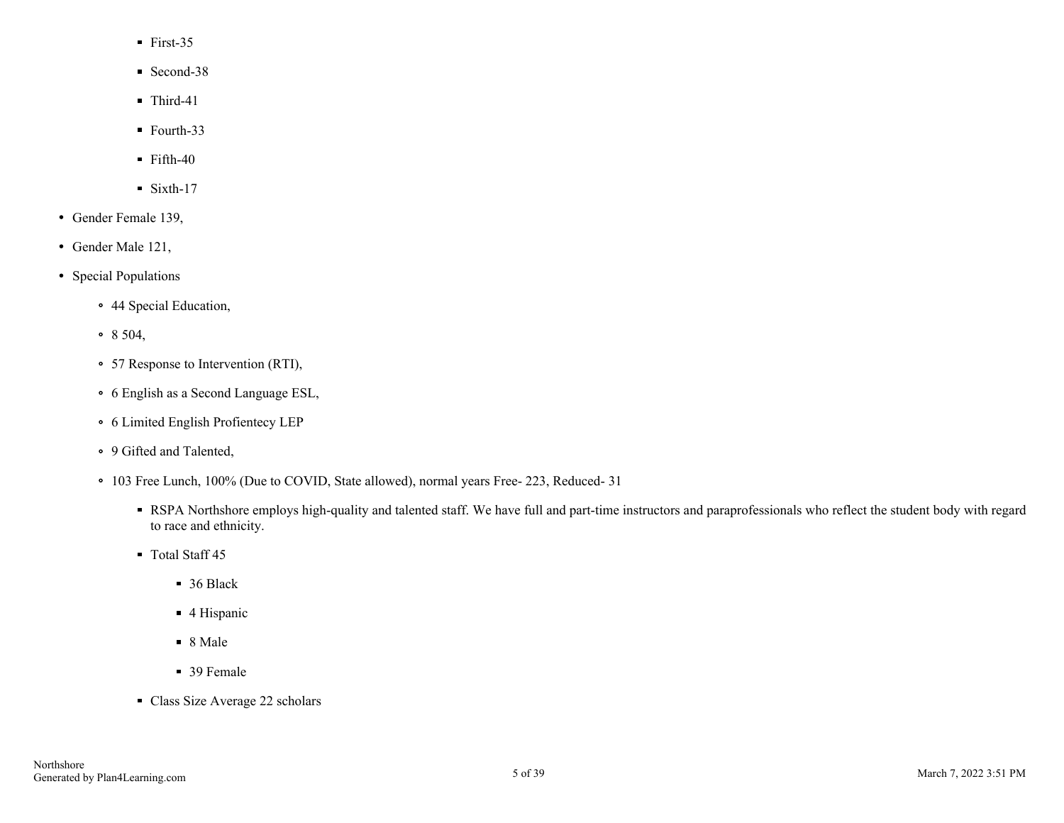- First-35
        - Second-38
        - Third-41
        - Fourth-33
        - Fifth-40
        - Sixth-17
- Gender Female 139,
- Gender Male 121,
- Special Populations
    - 44 Special Education,
    - 8 504,
    - 57 Response to Intervention (RTI),
    - 6 English as a Second Language ESL,
    - 6 Limited English Profientecy LEP
    - 9 Gifted and Talented,
    - 103 Free Lunch, 100% (Due to COVID, State allowed), normal years Free- 223, Reduced- 31
        - RSPA Northshore employs high-quality and talented staff. We have full and part-time instructors and paraprofessionals who reflect the student body with regard to race and ethnicity.
        - Total Staff 45
            - 36 Black
            - 4 Hispanic
            - 8 Male
            - 39 Female
        - Class Size Average 22 scholars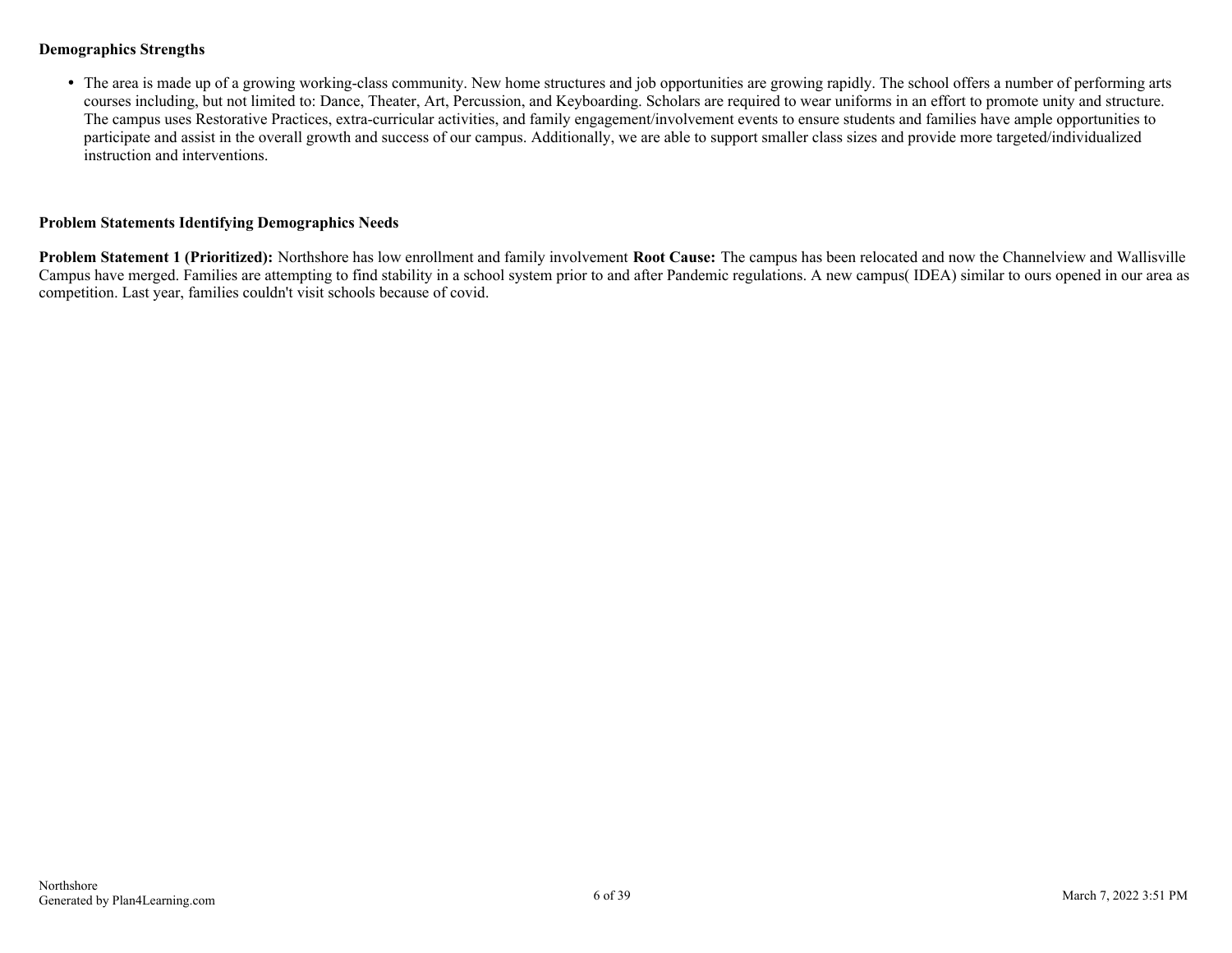**Demographics Strengths**

- The area is made up of a growing working-class community. New home structures and job opportunities are growing rapidly. The school offers a number of performing arts courses including, but not limited to: Dance, Theater, Art, Percussion, and Keyboarding. Scholars are required to wear uniforms in an effort to promote unity and structure. The campus uses Restorative Practices, extra-curricular activities, and family engagement/involvement events to ensure students and families have ample opportunities to participate and assist in the overall growth and success of our campus. Additionally, we are able to support smaller class sizes and provide more targeted/individualized instruction and interventions.

**Problem Statements Identifying Demographics Needs**

**Problem Statement 1 (Prioritized):** Northshore has low enrollment and family involvement **Root Cause:** The campus has been relocated and now the Channelview and Wallisville Campus have merged. Families are attempting to find stability in a school system prior to and after Pandemic regulations. A new campus( IDEA) similar to ours opened in our area as competition. Last year, families couldn't visit schools because of covid.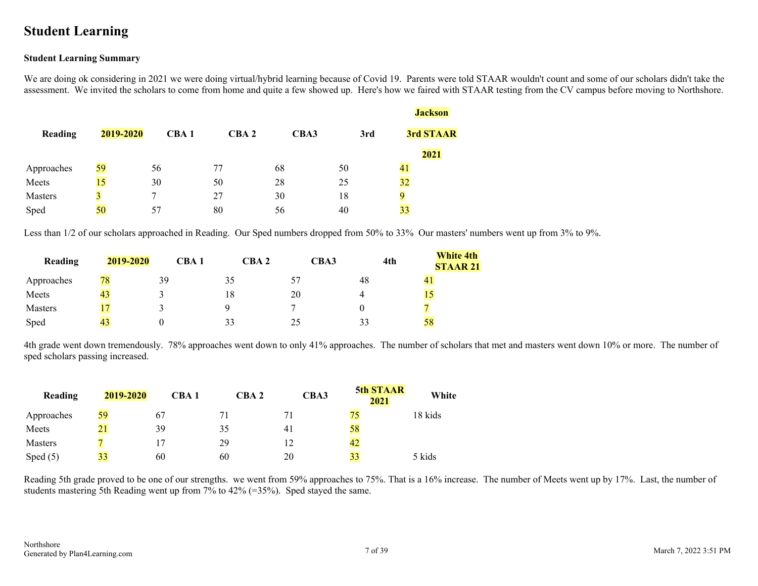# Student Learning

**Student Learning Summary**

We are doing ok considering in 2021 we were doing virtual/hybrid learning because of Covid 19. Parents were told STAAR wouldn't count and some of our scholars didn't take the assessment. We invited the scholars to come from home and quite a few showed up. Here's how we faired with STAAR testing from the CV campus before moving to Northshore.

| Reading | 2019-2020 | CBA 1 | CBA 2 | CBA3 | 3rd | Jackson 3rd STAAR 2021 |
|---|---|---|---|---|---|---|
| Approaches | 59 | 56 | 77 | 68 | 50 | 41 |
| Meets | 15 | 30 | 50 | 28 | 25 | 32 |
| Masters | 3 | 7 | 27 | 30 | 18 | 9 |
| Sped | 50 | 57 | 80 | 56 | 40 | 33 |

Less than 1/2 of our scholars approached in Reading. Our Sped numbers dropped from 50% to 33% Our masters' numbers went up from 3% to 9%.

| Reading | 2019-2020 | CBA 1 | CBA 2 | CBA3 | 4th | White 4th STAAR 21 |
|---|---|---|---|---|---|---|
| Approaches | 78 | 39 | 35 | 57 | 48 | 41 |
| Meets | 43 | 3 | 18 | 20 | 4 | 15 |
| Masters | 17 | 3 | 9 | 7 | 0 | 7 |
| Sped | 43 | 0 | 33 | 25 | 33 | 58 |

4th grade went down tremendously. 78% approaches went down to only 41% approaches. The number of scholars that met and masters went down 10% or more. The number of sped scholars passing increased.

| Reading | 2019-2020 | CBA 1 | CBA 2 | CBA3 | 5th STAAR 2021 | White |
|---|---|---|---|---|---|---|
| Approaches | 59 | 67 | 71 | 71 | 75 | 18 kids |
| Meets | 21 | 39 | 35 | 41 | 58 | |
| Masters | 7 | 17 | 29 | 12 | 42 | |
| Sped (5) | 33 | 60 | 60 | 20 | 33 | 5 kids |

Reading 5th grade proved to be one of our strengths. we went from 59% approaches to 75%. That is a 16% increase. The number of Meets went up by 17%. Last, the number of students mastering 5th Reading went up from 7% to 42% (=35%). Sped stayed the same.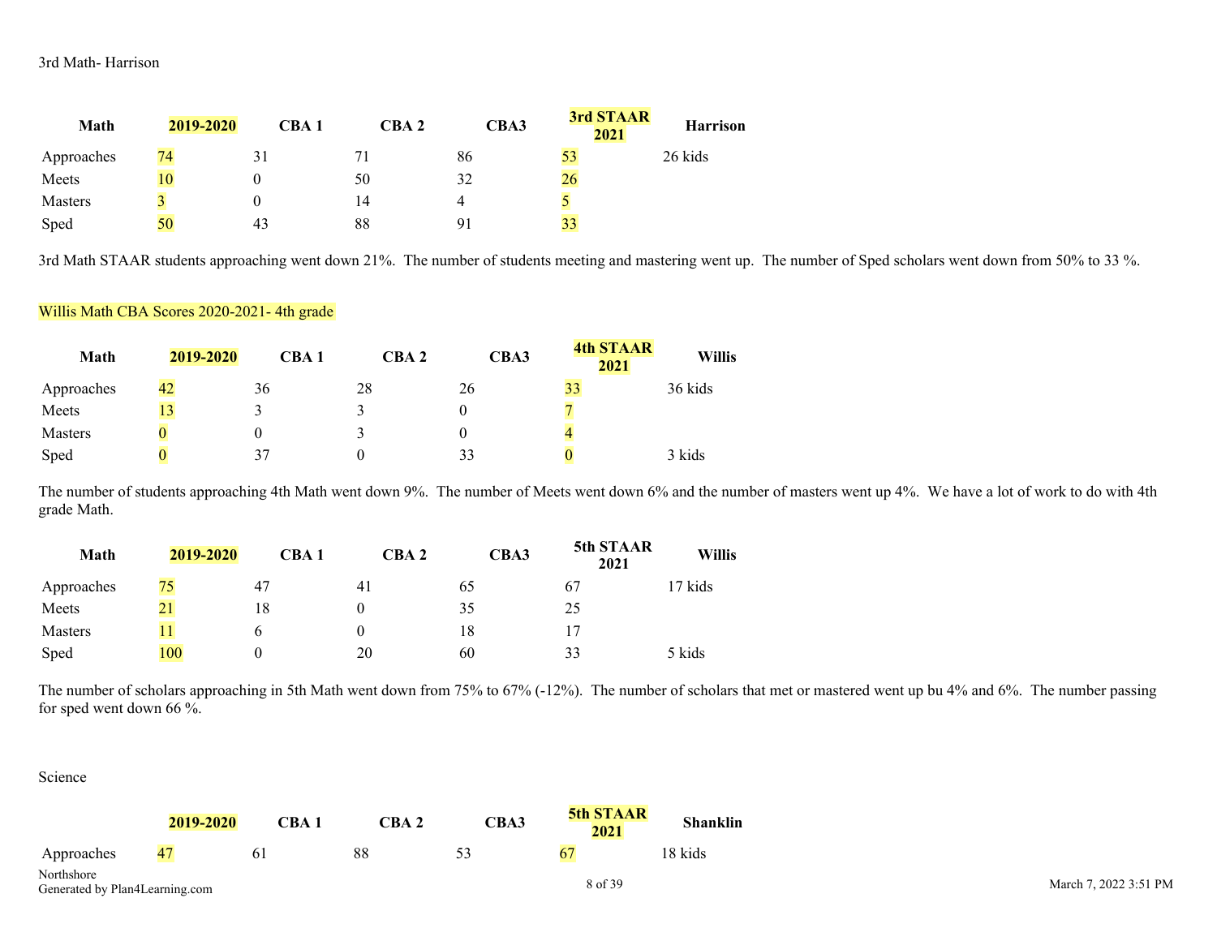3rd Math- Harrison

| Math | 2019-2020 | CBA 1 | CBA 2 | CBA3 | 3rd STAAR 2021 | Harrison |
|---|---|---|---|---|---|---|
| Approaches | 74 | 31 | 71 | 86 | 53 | 26 kids |
| Meets | 10 | 0 | 50 | 32 | 26 | |
| Masters | 3 | 0 | 14 | 4 | 5 | |
| Sped | 50 | 43 | 88 | 91 | 33 | |

3rd Math STAAR students approaching went down 21%. The number of students meeting and mastering went up. The number of Sped scholars went down from 50% to 33 %.

Willis Math CBA Scores 2020-2021- 4th grade

| Math | 2019-2020 | CBA 1 | CBA 2 | CBA3 | 4th STAAR 2021 | Willis |
|---|---|---|---|---|---|---|
| Approaches | 42 | 36 | 28 | 26 | 33 | 36 kids |
| Meets | 13 | 3 | 3 | 0 | 7 | |
| Masters | 0 | 0 | 3 | 0 | 4 | |
| Sped | 0 | 37 | 0 | 33 | 0 | 3 kids |

The number of students approaching 4th Math went down 9%. The number of Meets went down 6% and the number of masters went up 4%. We have a lot of work to do with 4th grade Math.

| Math | 2019-2020 | CBA 1 | CBA 2 | CBA3 | 5th STAAR 2021 | Willis |
|---|---|---|---|---|---|---|
| Approaches | 75 | 47 | 41 | 65 | 67 | 17 kids |
| Meets | 21 | 18 | 0 | 35 | 25 | |
| Masters | 11 | 6 | 0 | 18 | 17 | |
| Sped | 100 | 0 | 20 | 60 | 33 | 5 kids |

The number of scholars approaching in 5th Math went down from 75% to 67% (-12%). The number of scholars that met or mastered went up bu 4% and 6%. The number passing for sped went down 66 %.

Science

| | 2019-2020 | CBA 1 | CBA 2 | CBA3 | 5th STAAR 2021 | Shanklin |
|---|---|---|---|---|---|---|
| Approaches | 47 | 61 | 88 | 53 | 67 | 18 kids |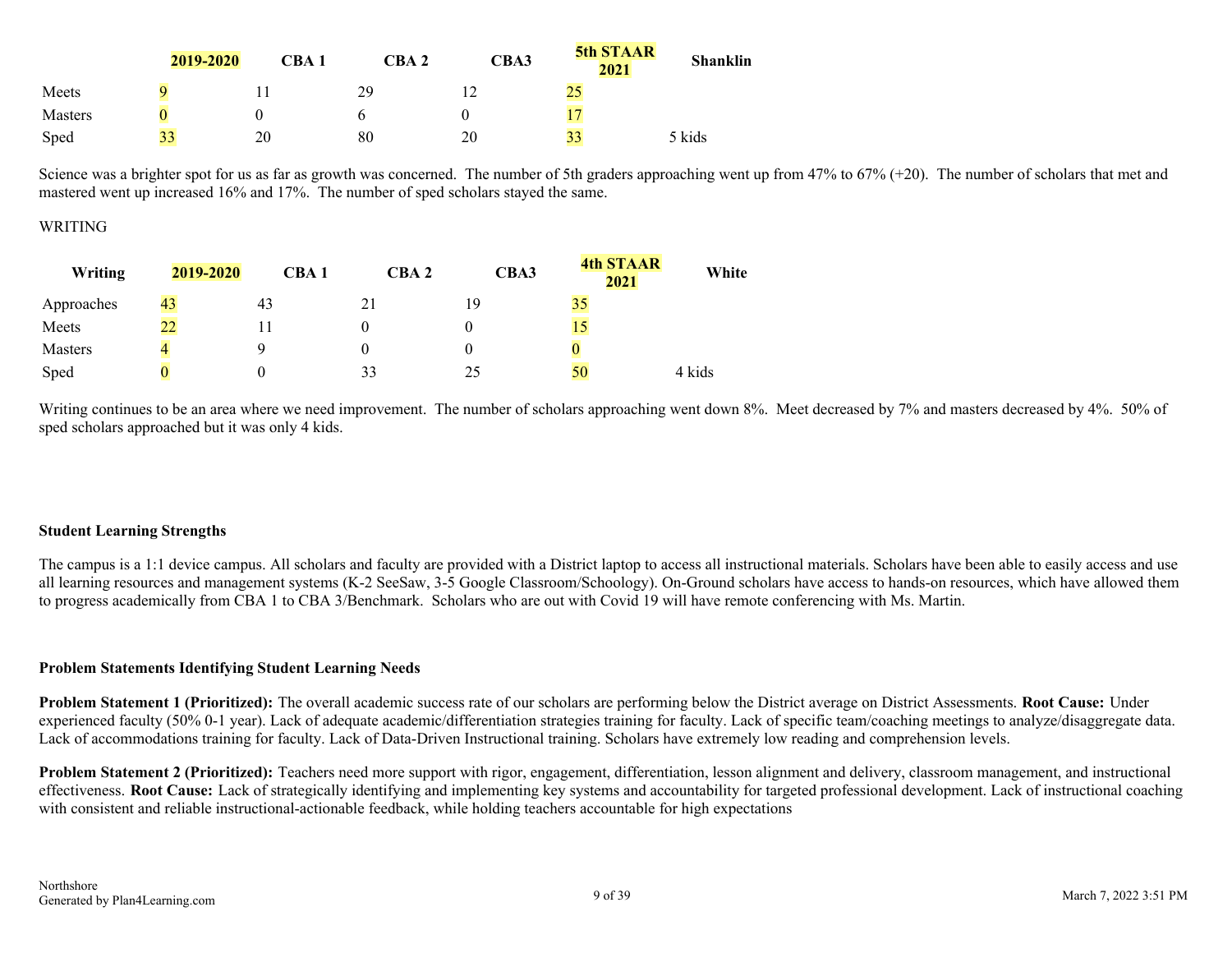| | 2019-2020 | CBA 1 | CBA 2 | CBA3 | 5th STAAR 2021 | Shanklin |
|---|---|---|---|---|---|---|
| Meets | 9 | 11 | 29 | 12 | 25 | |
| Masters | 0 | 0 | 6 | 0 | 17 | |
| Sped | 33 | 20 | 80 | 20 | 33 | 5 kids |

Science was a brighter spot for us as far as growth was concerned. The number of 5th graders approaching went up from 47% to 67% (+20). The number of scholars that met and mastered went up increased 16% and 17%. The number of sped scholars stayed the same.

WRITING

| Writing | 2019-2020 | CBA 1 | CBA 2 | CBA3 | 4th STAAR 2021 | White |
|---|---|---|---|---|---|---|
| Approaches | 43 | 43 | 21 | 19 | 35 | |
| Meets | 22 | 11 | 0 | 0 | 15 | |
| Masters | 4 | 9 | 0 | 0 | 0 | |
| Sped | 0 | 0 | 33 | 25 | 50 | 4 kids |

Writing continues to be an area where we need improvement. The number of scholars approaching went down 8%. Meet decreased by 7% and masters decreased by 4%. 50% of sped scholars approached but it was only 4 kids.

## Student Learning Strengths

The campus is a 1:1 device campus. All scholars and faculty are provided with a District laptop to access all instructional materials. Scholars have been able to easily access and use all learning resources and management systems (K-2 SeeSaw, 3-5 Google Classroom/Schoology). On-Ground scholars have access to hands-on resources, which have allowed them to progress academically from CBA 1 to CBA 3/Benchmark. Scholars who are out with Covid 19 will have remote conferencing with Ms. Martin.

## Problem Statements Identifying Student Learning Needs

**Problem Statement 1 (Prioritized):** The overall academic success rate of our scholars are performing below the District average on District Assessments. **Root Cause:** Under experienced faculty (50% 0-1 year). Lack of adequate academic/differentiation strategies training for faculty. Lack of specific team/coaching meetings to analyze/disaggregate data. Lack of accommodations training for faculty. Lack of Data-Driven Instructional training. Scholars have extremely low reading and comprehension levels.

**Problem Statement 2 (Prioritized):** Teachers need more support with rigor, engagement, differentiation, lesson alignment and delivery, classroom management, and instructional effectiveness. **Root Cause:** Lack of strategically identifying and implementing key systems and accountability for targeted professional development. Lack of instructional coaching with consistent and reliable instructional-actionable feedback, while holding teachers accountable for high expectations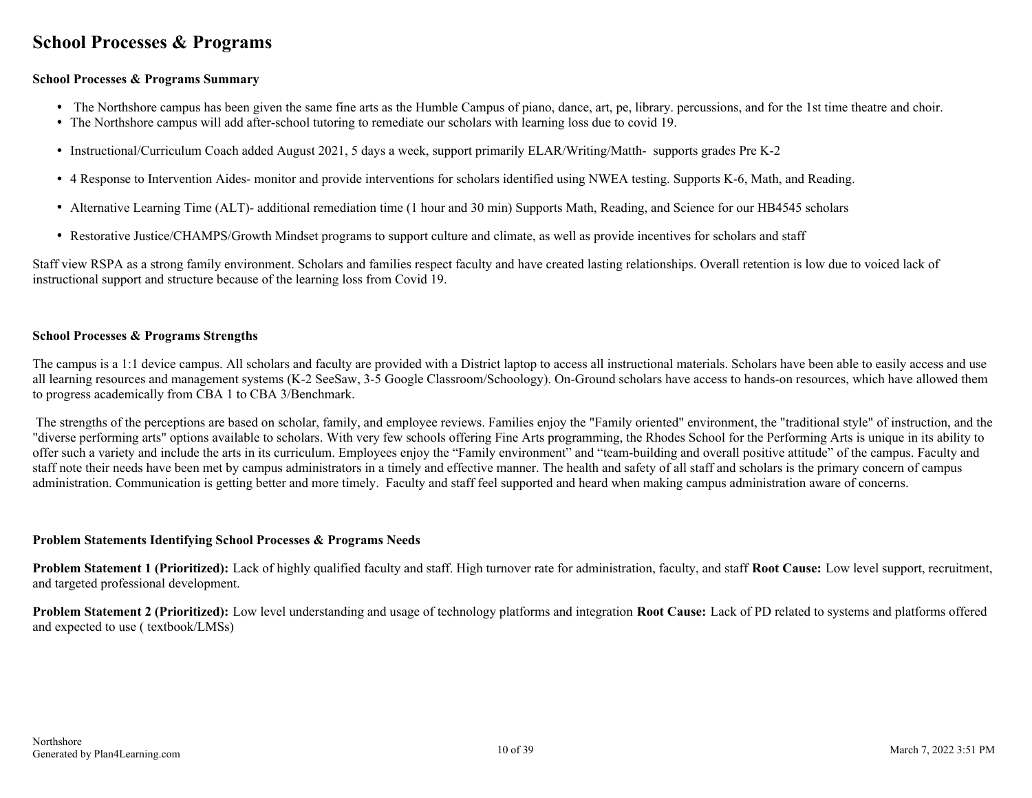# School Processes & Programs

### School Processes & Programs Summary

- The Northshore campus has been given the same fine arts as the Humble Campus of piano, dance, art, pe, library. percussions, and for the 1st time theatre and choir.
- The Northshore campus will add after-school tutoring to remediate our scholars with learning loss due to covid 19.
- Instructional/Curriculum Coach added August 2021, 5 days a week, support primarily ELAR/Writing/Matth- supports grades Pre K-2
- 4 Response to Intervention Aides- monitor and provide interventions for scholars identified using NWEA testing. Supports K-6, Math, and Reading.
- Alternative Learning Time (ALT)- additional remediation time (1 hour and 30 min) Supports Math, Reading, and Science for our HB4545 scholars
- Restorative Justice/CHAMPS/Growth Mindset programs to support culture and climate, as well as provide incentives for scholars and staff

Staff view RSPA as a strong family environment. Scholars and families respect faculty and have created lasting relationships. Overall retention is low due to voiced lack of instructional support and structure because of the learning loss from Covid 19.

### School Processes & Programs Strengths

The campus is a 1:1 device campus. All scholars and faculty are provided with a District laptop to access all instructional materials. Scholars have been able to easily access and use all learning resources and management systems (K-2 SeeSaw, 3-5 Google Classroom/Schoology). On-Ground scholars have access to hands-on resources, which have allowed them to progress academically from CBA 1 to CBA 3/Benchmark.

The strengths of the perceptions are based on scholar, family, and employee reviews. Families enjoy the "Family oriented" environment, the "traditional style" of instruction, and the "diverse performing arts" options available to scholars. With very few schools offering Fine Arts programming, the Rhodes School for the Performing Arts is unique in its ability to offer such a variety and include the arts in its curriculum. Employees enjoy the "Family environment" and "team-building and overall positive attitude" of the campus. Faculty and staff note their needs have been met by campus administrators in a timely and effective manner. The health and safety of all staff and scholars is the primary concern of campus administration. Communication is getting better and more timely. Faculty and staff feel supported and heard when making campus administration aware of concerns.

### Problem Statements Identifying School Processes & Programs Needs

**Problem Statement 1 (Prioritized):** Lack of highly qualified faculty and staff. High turnover rate for administration, faculty, and staff **Root Cause:** Low level support, recruitment, and targeted professional development.

**Problem Statement 2 (Prioritized):** Low level understanding and usage of technology platforms and integration **Root Cause:** Lack of PD related to systems and platforms offered and expected to use ( textbook/LMSs)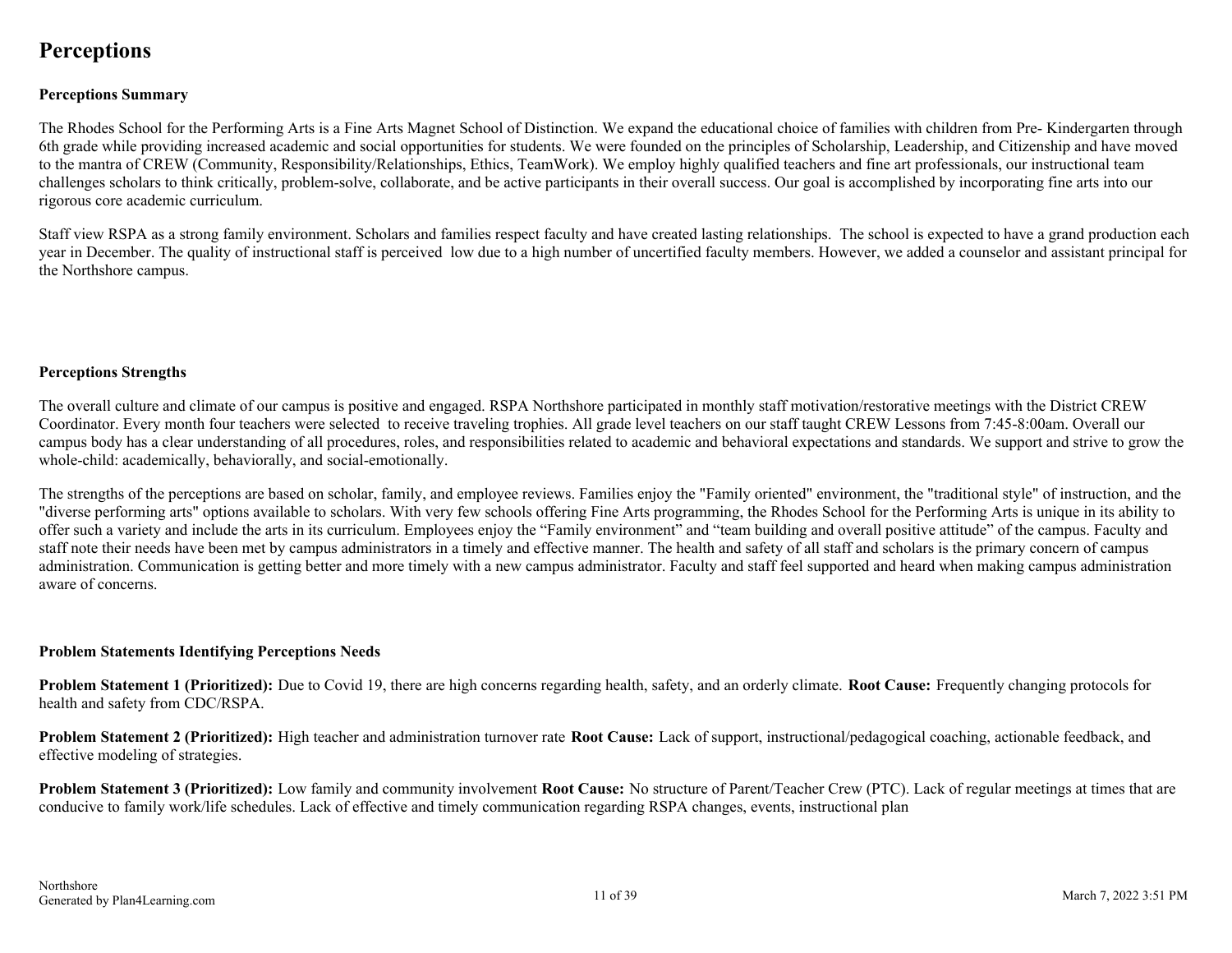# Perceptions

## Perceptions Summary

The Rhodes School for the Performing Arts is a Fine Arts Magnet School of Distinction. We expand the educational choice of families with children from Pre- Kindergarten through 6th grade while providing increased academic and social opportunities for students. We were founded on the principles of Scholarship, Leadership, and Citizenship and have moved to the mantra of CREW (Community, Responsibility/Relationships, Ethics, TeamWork). We employ highly qualified teachers and fine art professionals, our instructional team challenges scholars to think critically, problem-solve, collaborate, and be active participants in their overall success. Our goal is accomplished by incorporating fine arts into our rigorous core academic curriculum.

Staff view RSPA as a strong family environment. Scholars and families respect faculty and have created lasting relationships. The school is expected to have a grand production each year in December. The quality of instructional staff is perceived low due to a high number of uncertified faculty members. However, we added a counselor and assistant principal for the Northshore campus.

## Perceptions Strengths

The overall culture and climate of our campus is positive and engaged. RSPA Northshore participated in monthly staff motivation/restorative meetings with the District CREW Coordinator. Every month four teachers were selected to receive traveling trophies. All grade level teachers on our staff taught CREW Lessons from 7:45-8:00am. Overall our campus body has a clear understanding of all procedures, roles, and responsibilities related to academic and behavioral expectations and standards. We support and strive to grow the whole-child: academically, behaviorally, and social-emotionally.

The strengths of the perceptions are based on scholar, family, and employee reviews. Families enjoy the "Family oriented" environment, the "traditional style" of instruction, and the "diverse performing arts" options available to scholars. With very few schools offering Fine Arts programming, the Rhodes School for the Performing Arts is unique in its ability to offer such a variety and include the arts in its curriculum. Employees enjoy the “Family environment” and “team building and overall positive attitude” of the campus. Faculty and staff note their needs have been met by campus administrators in a timely and effective manner. The health and safety of all staff and scholars is the primary concern of campus administration. Communication is getting better and more timely with a new campus administrator. Faculty and staff feel supported and heard when making campus administration aware of concerns.

## Problem Statements Identifying Perceptions Needs

**Problem Statement 1 (Prioritized):** Due to Covid 19, there are high concerns regarding health, safety, and an orderly climate. **Root Cause:** Frequently changing protocols for health and safety from CDC/RSPA.

**Problem Statement 2 (Prioritized):** High teacher and administration turnover rate **Root Cause:** Lack of support, instructional/pedagogical coaching, actionable feedback, and effective modeling of strategies.

**Problem Statement 3 (Prioritized):** Low family and community involvement **Root Cause:** No structure of Parent/Teacher Crew (PTC). Lack of regular meetings at times that are conducive to family work/life schedules. Lack of effective and timely communication regarding RSPA changes, events, instructional plan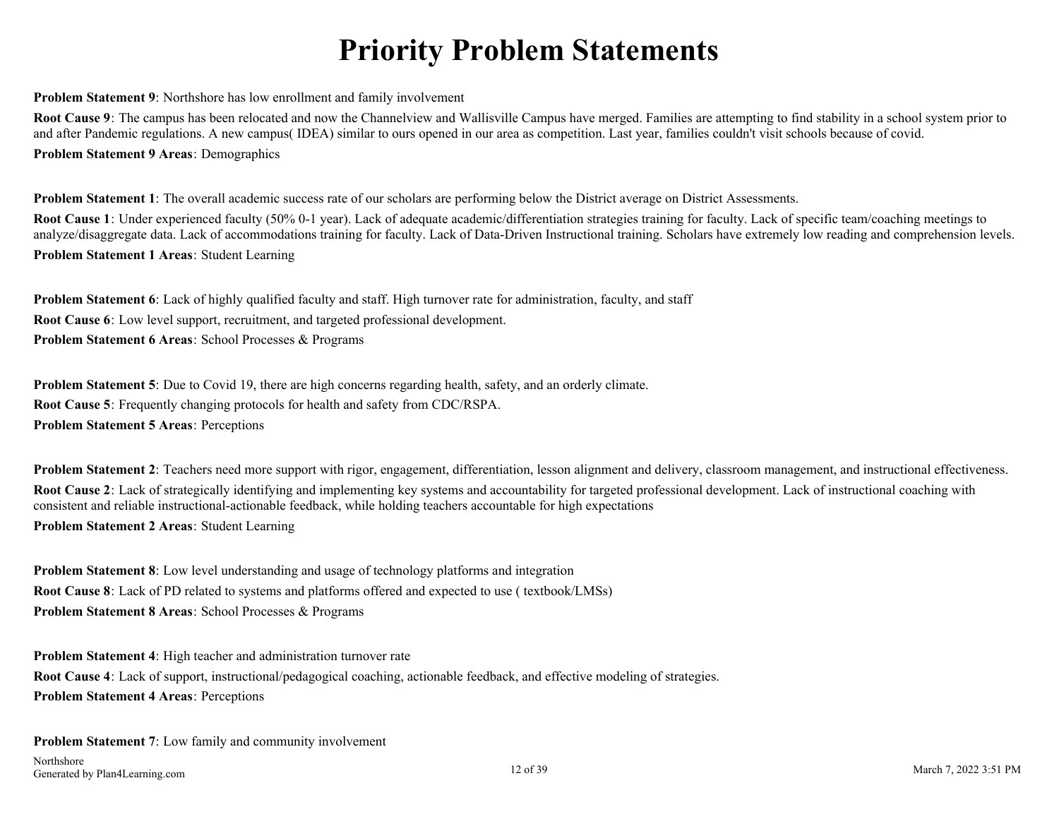# Priority Problem Statements

**Problem Statement 9**: Northshore has low enrollment and family involvement

**Root Cause 9**: The campus has been relocated and now the Channelview and Wallisville Campus have merged. Families are attempting to find stability in a school system prior to and after Pandemic regulations. A new campus( IDEA) similar to ours opened in our area as competition. Last year, families couldn't visit schools because of covid.

**Problem Statement 9 Areas**: Demographics

**Problem Statement 1**: The overall academic success rate of our scholars are performing below the District average on District Assessments.

**Root Cause 1**: Under experienced faculty (50% 0-1 year). Lack of adequate academic/differentiation strategies training for faculty. Lack of specific team/coaching meetings to analyze/disaggregate data. Lack of accommodations training for faculty. Lack of Data-Driven Instructional training. Scholars have extremely low reading and comprehension levels.

**Problem Statement 1 Areas**: Student Learning

**Problem Statement 6**: Lack of highly qualified faculty and staff. High turnover rate for administration, faculty, and staff

**Root Cause 6**: Low level support, recruitment, and targeted professional development.

**Problem Statement 6 Areas**: School Processes & Programs

**Problem Statement 5**: Due to Covid 19, there are high concerns regarding health, safety, and an orderly climate.

**Root Cause 5**: Frequently changing protocols for health and safety from CDC/RSPA.

**Problem Statement 5 Areas**: Perceptions

**Problem Statement 2**: Teachers need more support with rigor, engagement, differentiation, lesson alignment and delivery, classroom management, and instructional effectiveness.

**Root Cause 2**: Lack of strategically identifying and implementing key systems and accountability for targeted professional development. Lack of instructional coaching with consistent and reliable instructional-actionable feedback, while holding teachers accountable for high expectations

**Problem Statement 2 Areas**: Student Learning

**Problem Statement 8**: Low level understanding and usage of technology platforms and integration

**Root Cause 8**: Lack of PD related to systems and platforms offered and expected to use ( textbook/LMSs)

**Problem Statement 8 Areas**: School Processes & Programs

**Problem Statement 4**: High teacher and administration turnover rate

**Root Cause 4**: Lack of support, instructional/pedagogical coaching, actionable feedback, and effective modeling of strategies.

**Problem Statement 4 Areas**: Perceptions

**Problem Statement 7**: Low family and community involvement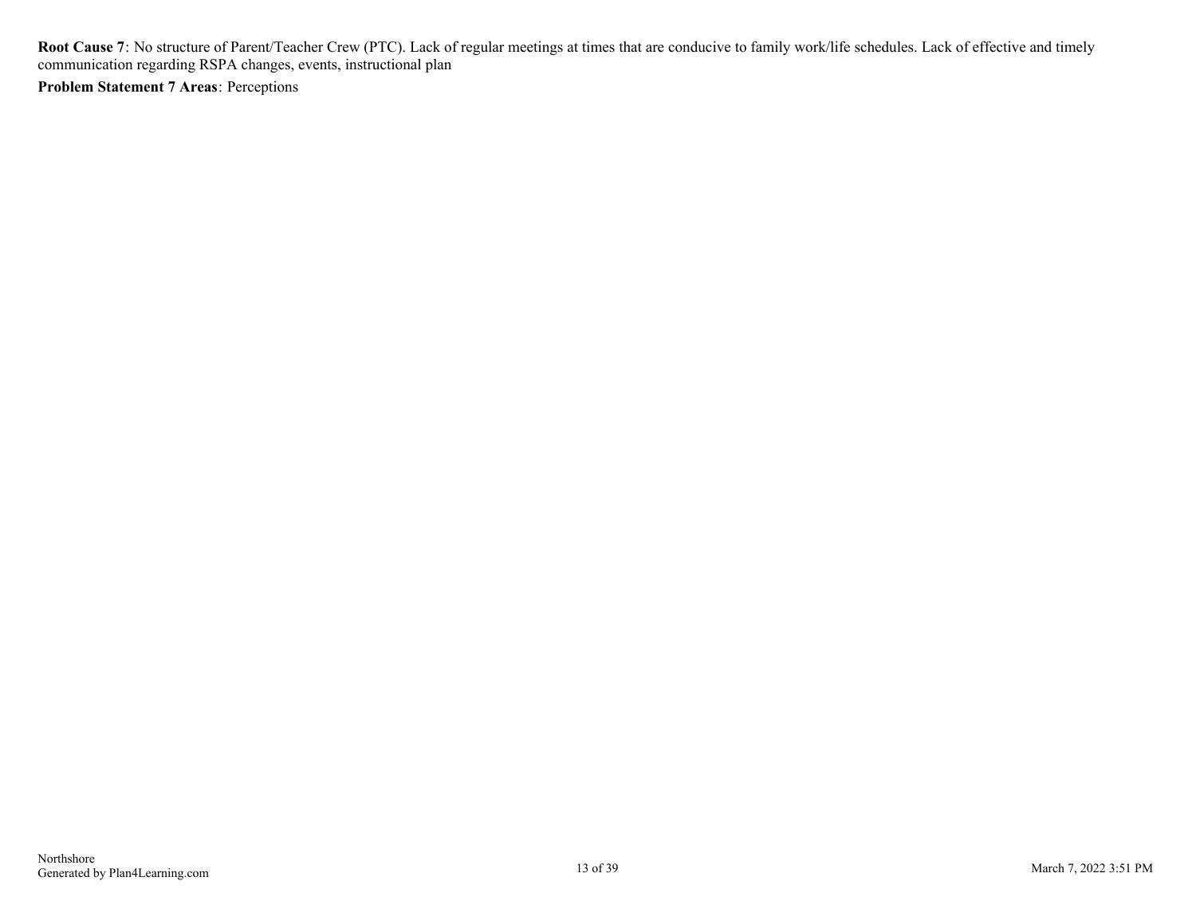**Root Cause 7**: No structure of Parent/Teacher Crew (PTC). Lack of regular meetings at times that are conducive to family work/life schedules. Lack of effective and timely communication regarding RSPA changes, events, instructional plan

**Problem Statement 7 Areas**: Perceptions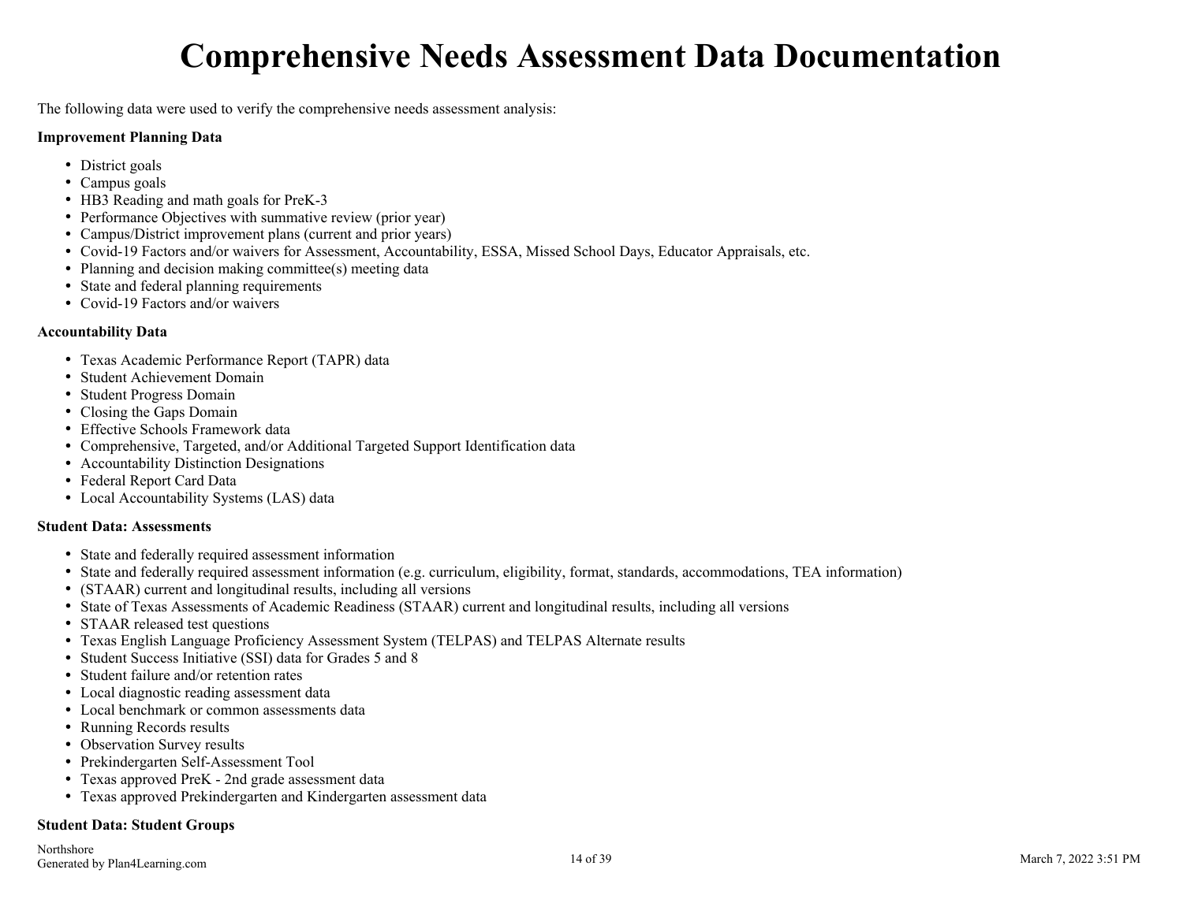# Comprehensive Needs Assessment Data Documentation

The following data were used to verify the comprehensive needs assessment analysis:

**Improvement Planning Data**

- District goals
- Campus goals
- HB3 Reading and math goals for PreK-3
- Performance Objectives with summative review (prior year)
- Campus/District improvement plans (current and prior years)
- Covid-19 Factors and/or waivers for Assessment, Accountability, ESSA, Missed School Days, Educator Appraisals, etc.
- Planning and decision making committee(s) meeting data
- State and federal planning requirements
- Covid-19 Factors and/or waivers

**Accountability Data**

- Texas Academic Performance Report (TAPR) data
- Student Achievement Domain
- Student Progress Domain
- Closing the Gaps Domain
- Effective Schools Framework data
- Comprehensive, Targeted, and/or Additional Targeted Support Identification data
- Accountability Distinction Designations
- Federal Report Card Data
- Local Accountability Systems (LAS) data

**Student Data: Assessments**

- State and federally required assessment information
- State and federally required assessment information (e.g. curriculum, eligibility, format, standards, accommodations, TEA information)
- (STAAR) current and longitudinal results, including all versions
- State of Texas Assessments of Academic Readiness (STAAR) current and longitudinal results, including all versions
- STAAR released test questions
- Texas English Language Proficiency Assessment System (TELPAS) and TELPAS Alternate results
- Student Success Initiative (SSI) data for Grades 5 and 8
- Student failure and/or retention rates
- Local diagnostic reading assessment data
- Local benchmark or common assessments data
- Running Records results
- Observation Survey results
- Prekindergarten Self-Assessment Tool
- Texas approved PreK - 2nd grade assessment data
- Texas approved Prekindergarten and Kindergarten assessment data

**Student Data: Student Groups**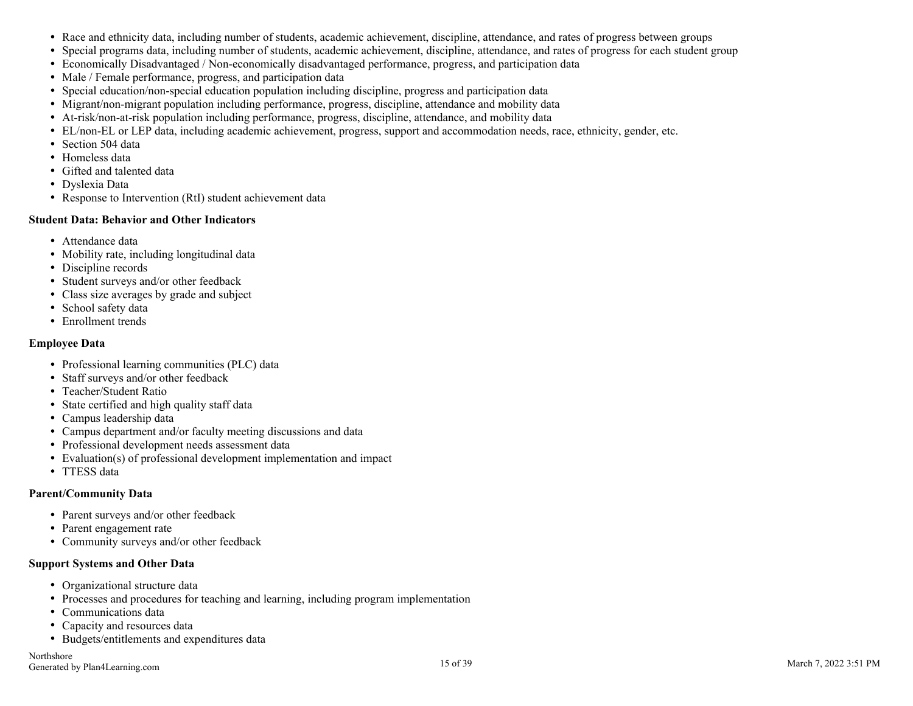- Race and ethnicity data, including number of students, academic achievement, discipline, attendance, and rates of progress between groups
- Special programs data, including number of students, academic achievement, discipline, attendance, and rates of progress for each student group
- Economically Disadvantaged / Non-economically disadvantaged performance, progress, and participation data
- Male / Female performance, progress, and participation data
- Special education/non-special education population including discipline, progress and participation data
- Migrant/non-migrant population including performance, progress, discipline, attendance and mobility data
- At-risk/non-at-risk population including performance, progress, discipline, attendance, and mobility data
- EL/non-EL or LEP data, including academic achievement, progress, support and accommodation needs, race, ethnicity, gender, etc.
- Section 504 data
- Homeless data
- Gifted and talented data
- Dyslexia Data
- Response to Intervention (RtI) student achievement data

**Student Data: Behavior and Other Indicators**

- Attendance data
- Mobility rate, including longitudinal data
- Discipline records
- Student surveys and/or other feedback
- Class size averages by grade and subject
- School safety data
- Enrollment trends

**Employee Data**

- Professional learning communities (PLC) data
- Staff surveys and/or other feedback
- Teacher/Student Ratio
- State certified and high quality staff data
- Campus leadership data
- Campus department and/or faculty meeting discussions and data
- Professional development needs assessment data
- Evaluation(s) of professional development implementation and impact
- TTESS data

**Parent/Community Data**

- Parent surveys and/or other feedback
- Parent engagement rate
- Community surveys and/or other feedback

**Support Systems and Other Data**

- Organizational structure data
- Processes and procedures for teaching and learning, including program implementation
- Communications data
- Capacity and resources data
- Budgets/entitlements and expenditures data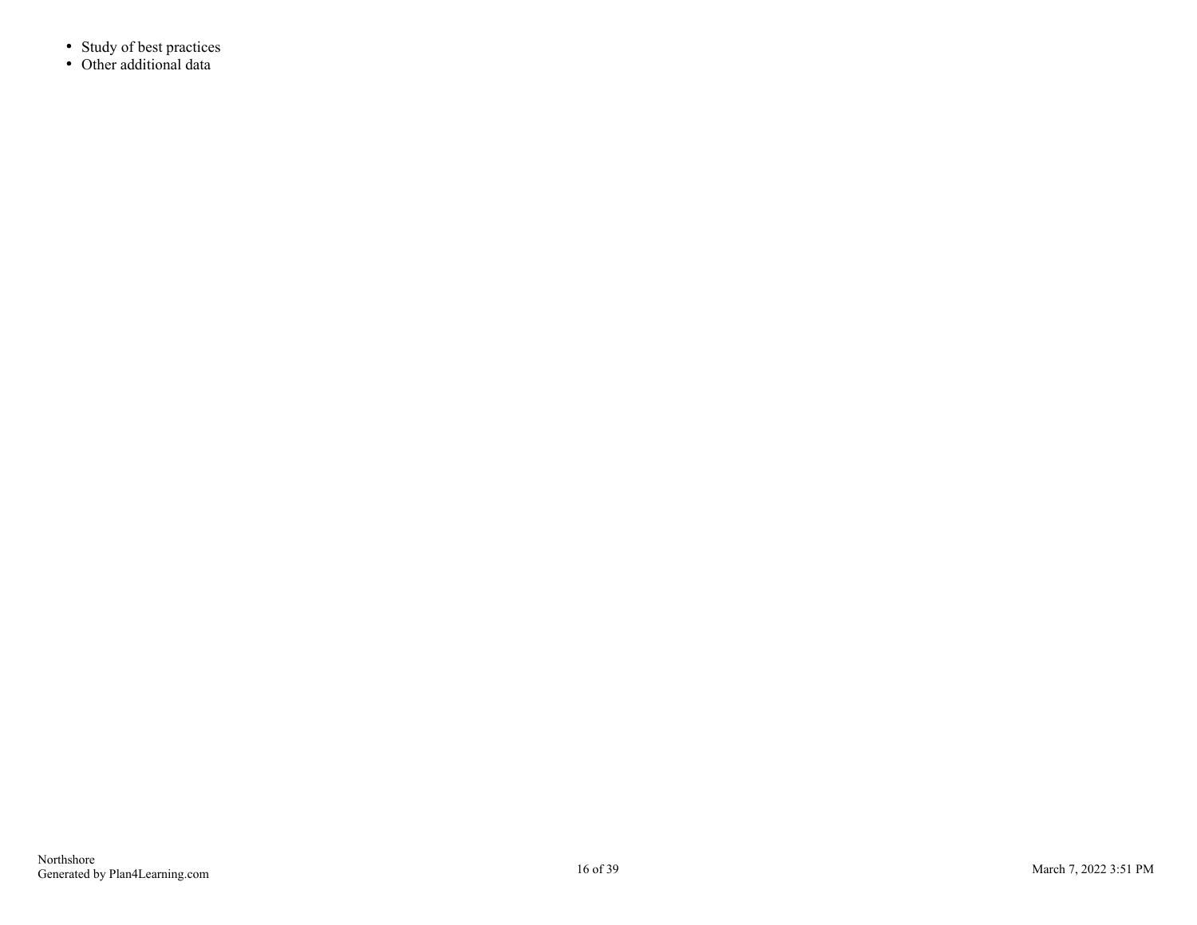- Study of best practices
- Other additional data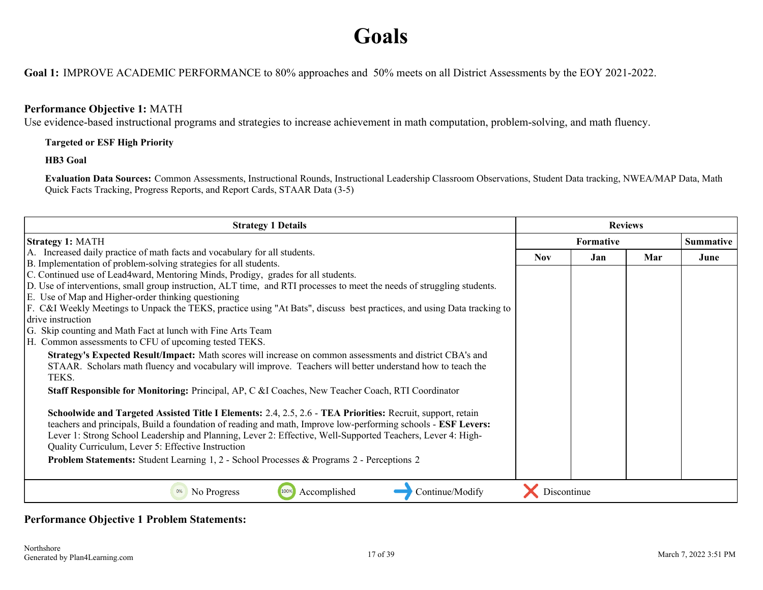# Goals

**Goal 1:** IMPROVE ACADEMIC PERFORMANCE to 80% approaches and 50% meets on all District Assessments by the EOY 2021-2022.

**Performance Objective 1:** MATH
Use evidence-based instructional programs and strategies to increase achievement in math computation, problem-solving, and math fluency.

**Targeted or ESF High Priority**

**HB3 Goal**

**Evaluation Data Sources:** Common Assessments, Instructional Rounds, Instructional Leadership Classroom Observations, Student Data tracking, NWEA/MAP Data, Math Quick Facts Tracking, Progress Reports, and Report Cards, STAAR Data (3-5)

| Strategy 1 Details | Reviews | | | |
|---|---|---|---|---|
| | Formative | | | Summative |
| | Nov | Jan | Mar | June |
| **Strategy 1:** MATH<br>A. Increased daily practice of math facts and vocabulary for all students.<br>B. Implementation of problem-solving strategies for all students.<br>C. Continued use of Lead4ward, Mentoring Minds, Prodigy, grades for all students.<br>D. Use of interventions, small group instruction, ALT time, and RTI processes to meet the needs of struggling students.<br>E. Use of Map and Higher-order thinking questioning<br>F. C&I Weekly Meetings to Unpack the TEKS, practice using "At Bats", discuss best practices, and using Data tracking to drive instruction<br>G. Skip counting and Math Fact at lunch with Fine Arts Team<br>H. Common assessments to CFU of upcoming tested TEKS.<br>**Strategy's Expected Result/Impact:** Math scores will increase on common assessments and district CBA's and STAAR. Scholars math fluency and vocabulary will improve. Teachers will better understand how to teach the TEKS.<br>**Staff Responsible for Monitoring:** Principal, AP, C &I Coaches, New Teacher Coach, RTI Coordinator<br>**Schoolwide and Targeted Assisted Title I Elements:** 2.4, 2.5, 2.6 - **TEA Priorities:** Recruit, support, retain teachers and principals, Build a foundation of reading and math, Improve low-performing schools - **ESF Levers:** Lever 1: Strong School Leadership and Planning, Lever 2: Effective, Well-Supported Teachers, Lever 4: High-Quality Curriculum, Lever 5: Effective Instruction<br>**Problem Statements:** Student Learning 1, 2 - School Processes & Programs 2 - Perceptions 2 | | | | |
| 0% No Progress &nbsp; 100% Accomplished &nbsp; Continue/Modify &nbsp; Discontinue | | | | |

**Performance Objective 1 Problem Statements:**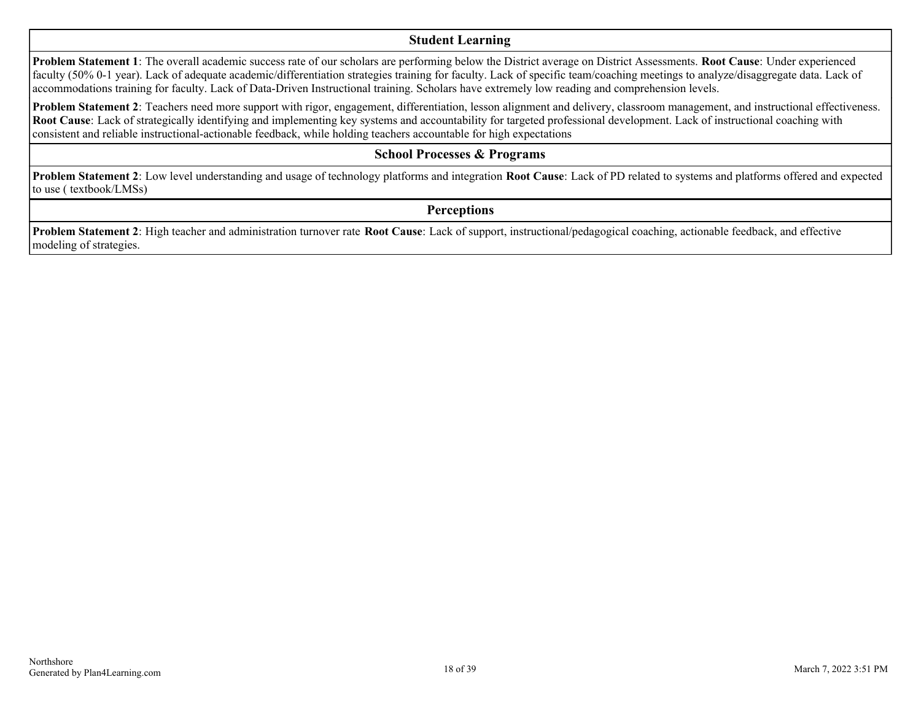## Student Learning

**Problem Statement 1**: The overall academic success rate of our scholars are performing below the District average on District Assessments. **Root Cause**: Under experienced faculty (50% 0-1 year). Lack of adequate academic/differentiation strategies training for faculty. Lack of specific team/coaching meetings to analyze/disaggregate data. Lack of accommodations training for faculty. Lack of Data-Driven Instructional training. Scholars have extremely low reading and comprehension levels.

**Problem Statement 2**: Teachers need more support with rigor, engagement, differentiation, lesson alignment and delivery, classroom management, and instructional effectiveness. **Root Cause**: Lack of strategically identifying and implementing key systems and accountability for targeted professional development. Lack of instructional coaching with consistent and reliable instructional-actionable feedback, while holding teachers accountable for high expectations

## School Processes & Programs

**Problem Statement 2**: Low level understanding and usage of technology platforms and integration **Root Cause**: Lack of PD related to systems and platforms offered and expected to use ( textbook/LMSs)

## Perceptions

**Problem Statement 2**: High teacher and administration turnover rate **Root Cause**: Lack of support, instructional/pedagogical coaching, actionable feedback, and effective modeling of strategies.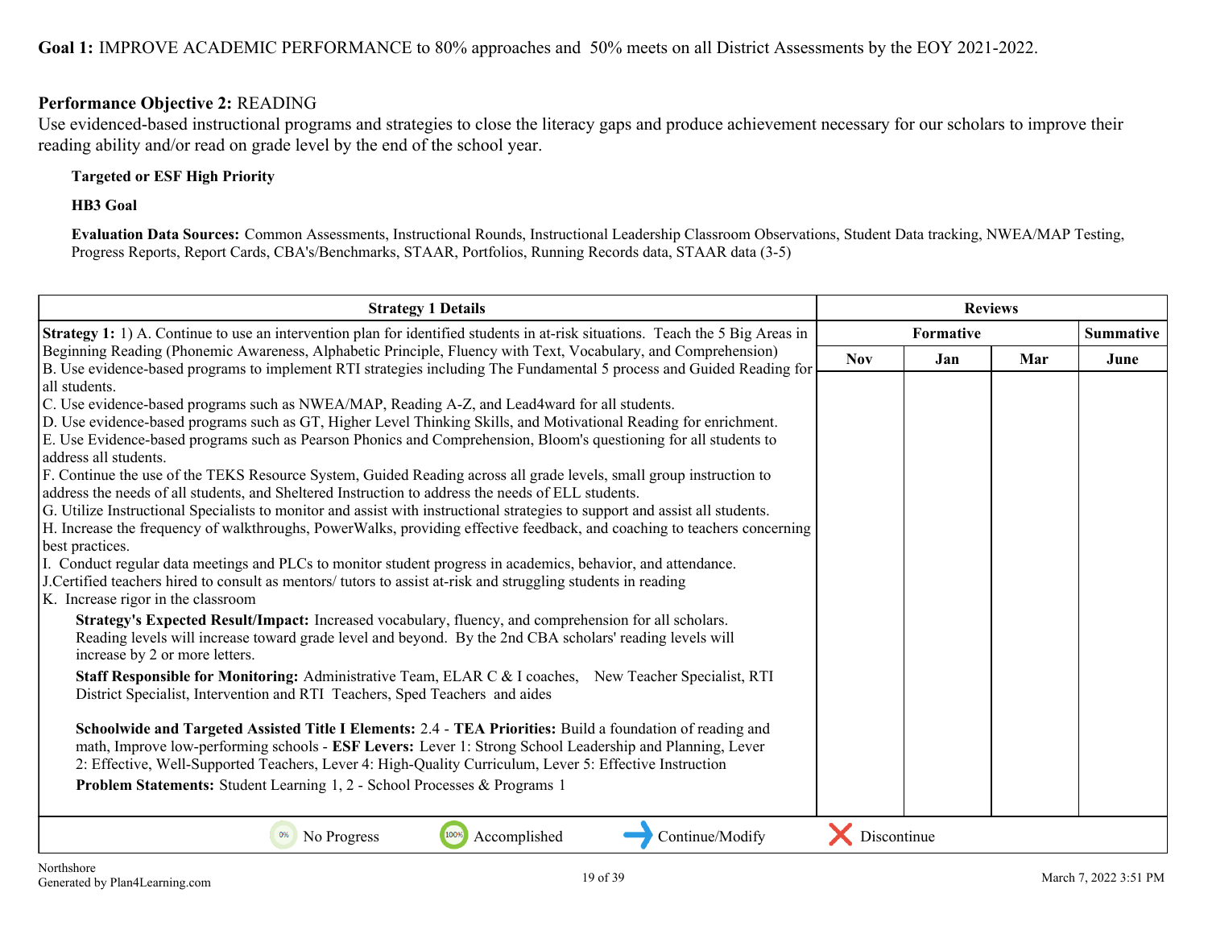**Goal 1:** IMPROVE ACADEMIC PERFORMANCE to 80% approaches and 50% meets on all District Assessments by the EOY 2021-2022.

**Performance Objective 2:** READING

Use evidenced-based instructional programs and strategies to close the literacy gaps and produce achievement necessary for our scholars to improve their reading ability and/or read on grade level by the end of the school year.

**Targeted or ESF High Priority**

**HB3 Goal**

**Evaluation Data Sources:** Common Assessments, Instructional Rounds, Instructional Leadership Classroom Observations, Student Data tracking, NWEA/MAP Testing, Progress Reports, Report Cards, CBA's/Benchmarks, STAAR, Portfolios, Running Records data, STAAR data (3-5)

| Strategy 1 Details | Reviews | | | |
|---|---|---|---|---|
| | Formative | | | Summative |
| | Nov | Jan | Mar | June |
| **Strategy 1:** 1) A. Continue to use an intervention plan for identified students in at-risk situations. Teach the 5 Big Areas in Beginning Reading (Phonemic Awareness, Alphabetic Principle, Fluency with Text, Vocabulary, and Comprehension)<br>B. Use evidence-based programs to implement RTI strategies including The Fundamental 5 process and Guided Reading for all students.<br>C. Use evidence-based programs such as NWEA/MAP, Reading A-Z, and Lead4ward for all students.<br>D. Use evidence-based programs such as GT, Higher Level Thinking Skills, and Motivational Reading for enrichment.<br>E. Use Evidence-based programs such as Pearson Phonics and Comprehension, Bloom's questioning for all students to address all students.<br>F. Continue the use of the TEKS Resource System, Guided Reading across all grade levels, small group instruction to address the needs of all students, and Sheltered Instruction to address the needs of ELL students.<br>G. Utilize Instructional Specialists to monitor and assist with instructional strategies to support and assist all students.<br>H. Increase the frequency of walkthroughs, PowerWalks, providing effective feedback, and coaching to teachers concerning best practices.<br>I. Conduct regular data meetings and PLCs to monitor student progress in academics, behavior, and attendance.<br>J.Certified teachers hired to consult as mentors/ tutors to assist at-risk and struggling students in reading<br>K. Increase rigor in the classroom<br>**Strategy's Expected Result/Impact:** Increased vocabulary, fluency, and comprehension for all scholars. Reading levels will increase toward grade level and beyond. By the 2nd CBA scholars' reading levels will increase by 2 or more letters.<br>**Staff Responsible for Monitoring:** Administrative Team, ELAR C & I coaches, New Teacher Specialist, RTI District Specialist, Intervention and RTI Teachers, Sped Teachers and aides<br>**Schoolwide and Targeted Assisted Title I Elements:** 2.4 - **TEA Priorities:** Build a foundation of reading and math, Improve low-performing schools - **ESF Levers:** Lever 1: Strong School Leadership and Planning, Lever 2: Effective, Well-Supported Teachers, Lever 4: High-Quality Curriculum, Lever 5: Effective Instruction<br>**Problem Statements:** Student Learning 1, 2 - School Processes & Programs 1 | | | | |

0% No Progress | 100% Accomplished | Continue/Modify | Discontinue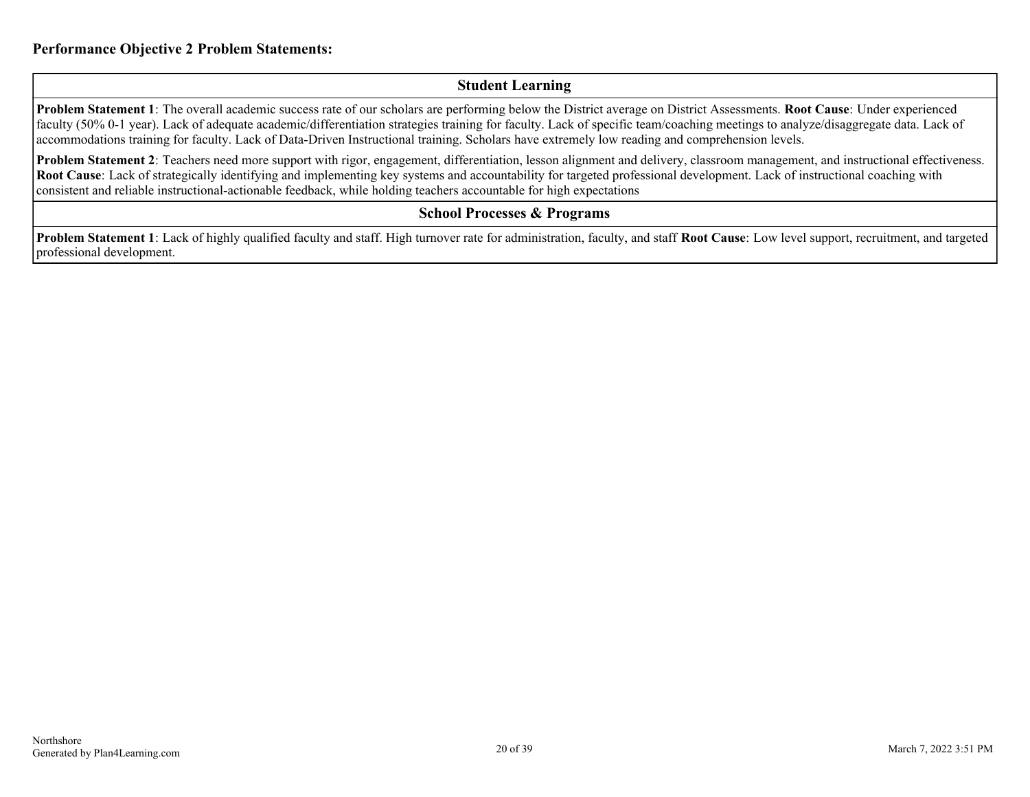**Performance Objective 2 Problem Statements:**

| Student Learning |
| --- |
| **Problem Statement 1**: The overall academic success rate of our scholars are performing below the District average on District Assessments. **Root Cause**: Under experienced faculty (50% 0-1 year). Lack of adequate academic/differentiation strategies training for faculty. Lack of specific team/coaching meetings to analyze/disaggregate data. Lack of accommodations training for faculty. Lack of Data-Driven Instructional training. Scholars have extremely low reading and comprehension levels. |
| **Problem Statement 2**: Teachers need more support with rigor, engagement, differentiation, lesson alignment and delivery, classroom management, and instructional effectiveness. **Root Cause**: Lack of strategically identifying and implementing key systems and accountability for targeted professional development. Lack of instructional coaching with consistent and reliable instructional-actionable feedback, while holding teachers accountable for high expectations |
| **School Processes & Programs** |
| **Problem Statement 1**: Lack of highly qualified faculty and staff. High turnover rate for administration, faculty, and staff **Root Cause**: Low level support, recruitment, and targeted professional development. |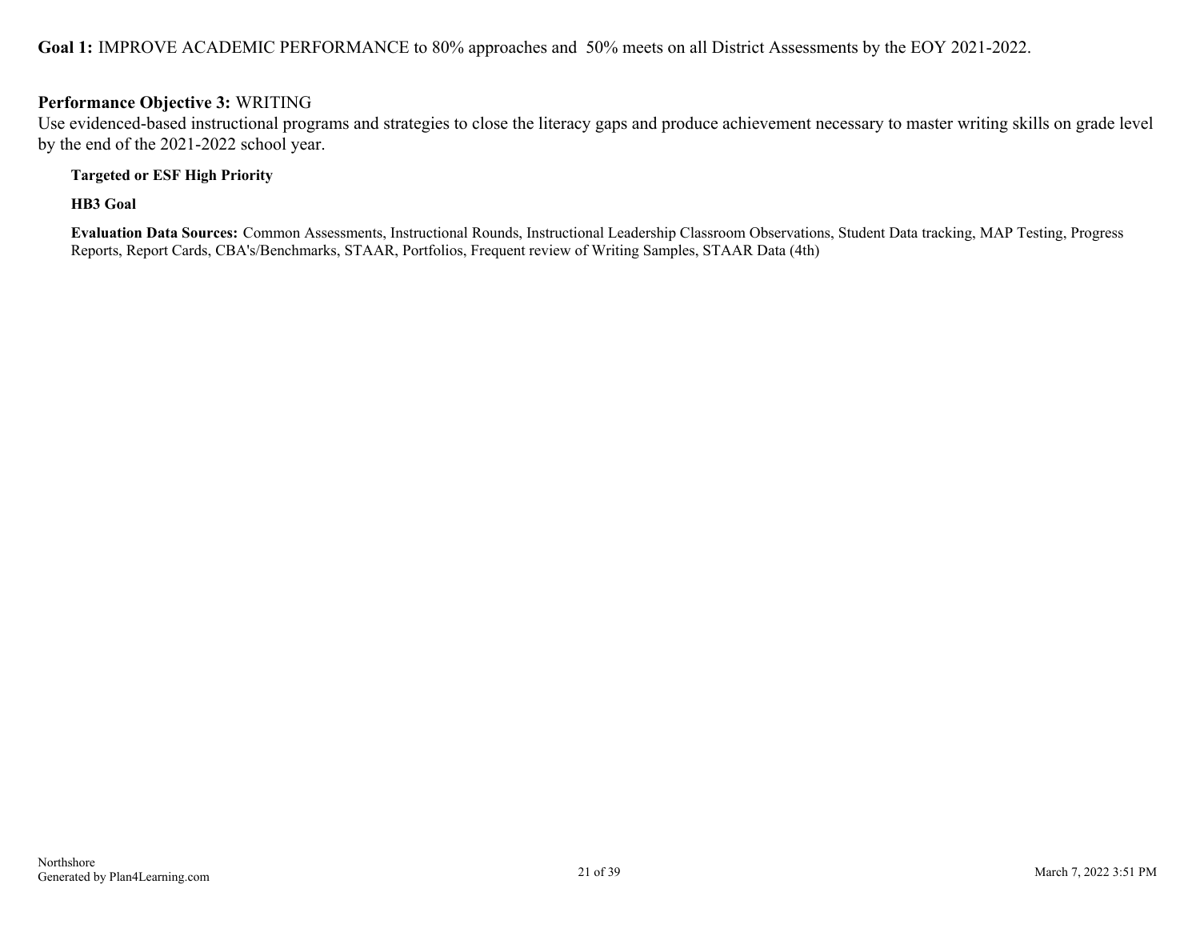**Goal 1:** IMPROVE ACADEMIC PERFORMANCE to 80% approaches and 50% meets on all District Assessments by the EOY 2021-2022.

**Performance Objective 3:** WRITING

Use evidenced-based instructional programs and strategies to close the literacy gaps and produce achievement necessary to master writing skills on grade level by the end of the 2021-2022 school year.

**Targeted or ESF High Priority**

**HB3 Goal**

**Evaluation Data Sources:** Common Assessments, Instructional Rounds, Instructional Leadership Classroom Observations, Student Data tracking, MAP Testing, Progress Reports, Report Cards, CBA's/Benchmarks, STAAR, Portfolios, Frequent review of Writing Samples, STAAR Data (4th)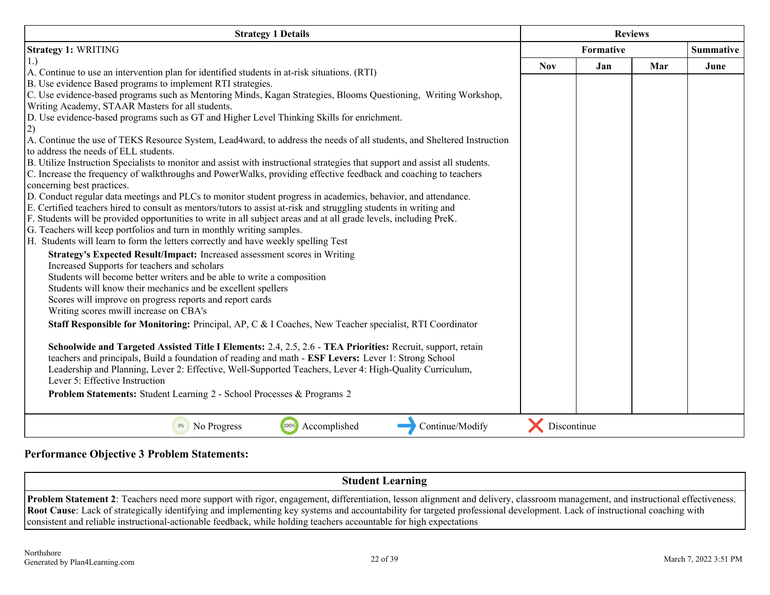| Strategy 1 Details | Reviews | | | |
|---|---|---|---|---|
| | Formative | | | Summative |
| | Nov | Jan | Mar | June |
| **Strategy 1:** WRITING<br>1.)<br>A. Continue to use an intervention plan for identified students in at-risk situations. (RTI)<br>B. Use evidence Based programs to implement RTI strategies.<br>C. Use evidence-based programs such as Mentoring Minds, Kagan Strategies, Blooms Questioning, Writing Workshop, Writing Academy, STAAR Masters for all students.<br>D. Use evidence-based programs such as GT and Higher Level Thinking Skills for enrichment.<br>2)<br>A. Continue the use of TEKS Resource System, Lead4ward, to address the needs of all students, and Sheltered Instruction to address the needs of ELL students.<br>B. Utilize Instruction Specialists to monitor and assist with instructional strategies that support and assist all students.<br>C. Increase the frequency of walkthroughs and PowerWalks, providing effective feedback and coaching to teachers concerning best practices.<br>D. Conduct regular data meetings and PLCs to monitor student progress in academics, behavior, and attendance.<br>E. Certified teachers hired to consult as mentors/tutors to assist at-risk and struggling students in writing and<br>F. Students will be provided opportunities to write in all subject areas and at all grade levels, including PreK.<br>G. Teachers will keep portfolios and turn in monthly writing samples.<br>H. Students will learn to form the letters correctly and have weekly spelling Test<br>**Strategy's Expected Result/Impact:** Increased assessment scores in Writing<br>Increased Supports for teachers and scholars<br>Students will become better writers and be able to write a composition<br>Students will know their mechanics and be excellent spellers<br>Scores will improve on progress reports and report cards<br>Writing scores mwill increase on CBA's<br>**Staff Responsible for Monitoring:** Principal, AP, C & I Coaches, New Teacher specialist, RTI Coordinator<br><br>**Schoolwide and Targeted Assisted Title I Elements:** 2.4, 2.5, 2.6 - **TEA Priorities:** Recruit, support, retain teachers and principals, Build a foundation of reading and math - **ESF Levers:** Lever 1: Strong School Leadership and Planning, Lever 2: Effective, Well-Supported Teachers, Lever 4: High-Quality Curriculum, Lever 5: Effective Instruction<br>**Problem Statements:** Student Learning 2 - School Processes & Programs 2 | | | | |

0% No Progress | 100% Accomplished | Continue/Modify | Discontinue

## Performance Objective 3 Problem Statements:

| Student Learning |
|---|
| **Problem Statement 2**: Teachers need more support with rigor, engagement, differentiation, lesson alignment and delivery, classroom management, and instructional effectiveness. **Root Cause**: Lack of strategically identifying and implementing key systems and accountability for targeted professional development. Lack of instructional coaching with consistent and reliable instructional-actionable feedback, while holding teachers accountable for high expectations |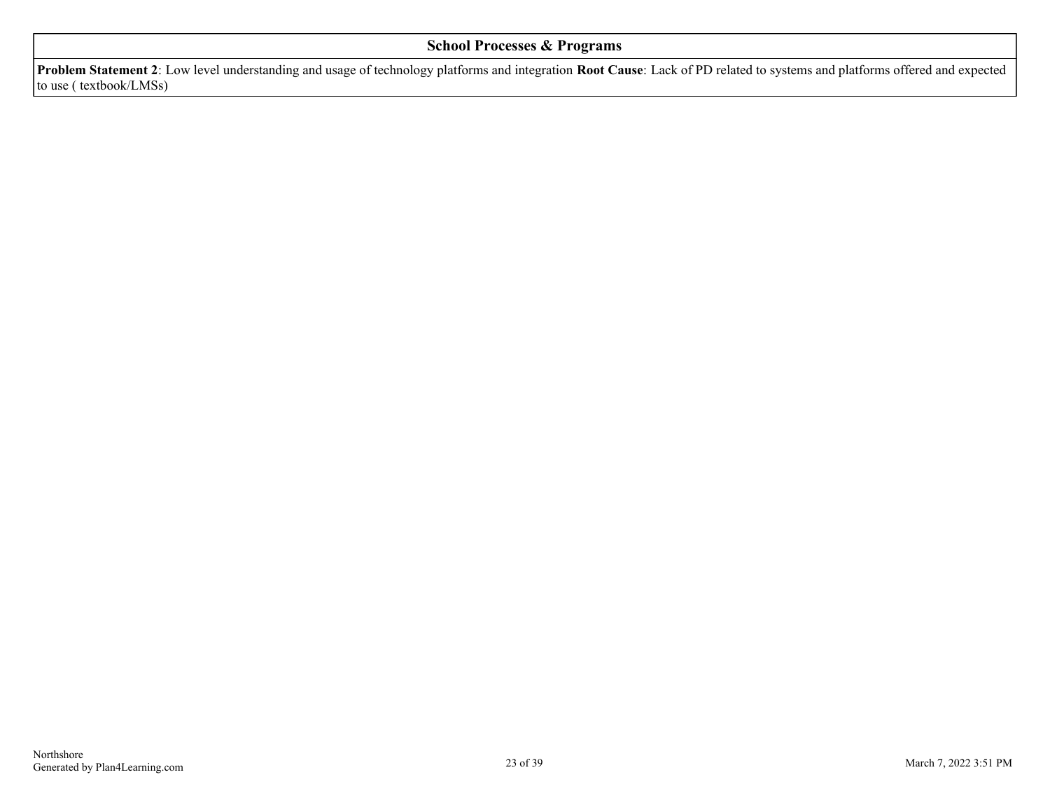| School Processes & Programs |
| --- |
| **Problem Statement 2**: Low level understanding and usage of technology platforms and integration **Root Cause**: Lack of PD related to systems and platforms offered and expected to use ( textbook/LMSs) |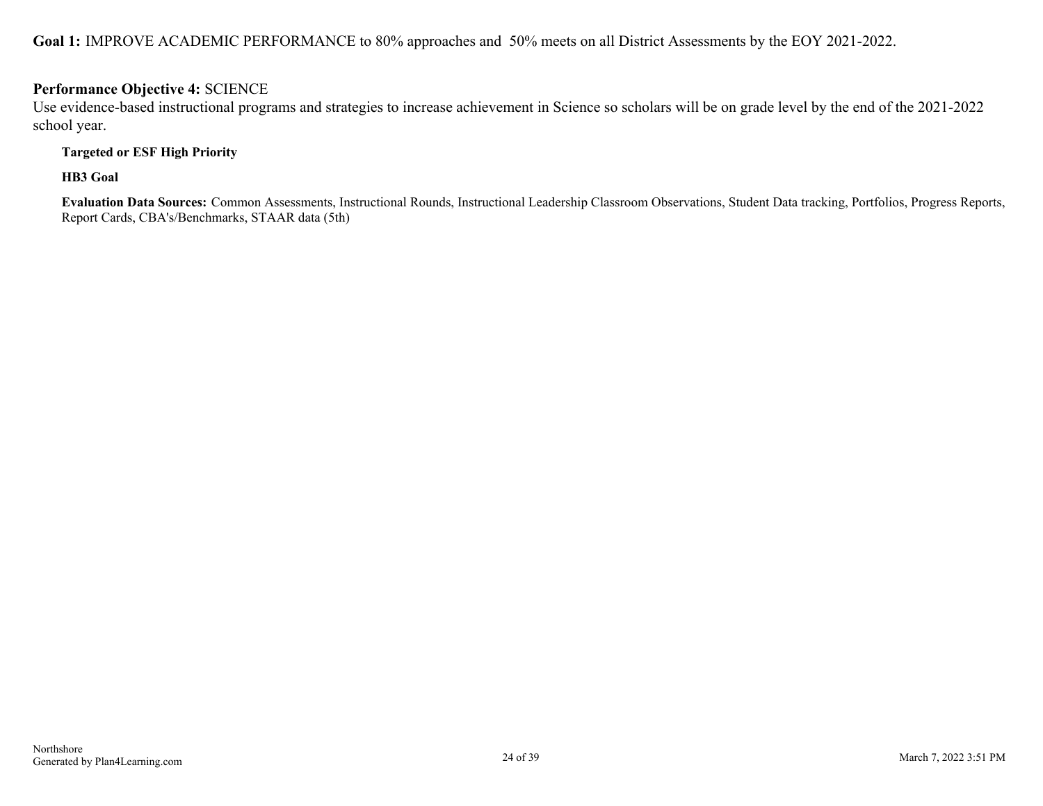**Goal 1:** IMPROVE ACADEMIC PERFORMANCE to 80% approaches and 50% meets on all District Assessments by the EOY 2021-2022.

**Performance Objective 4:** SCIENCE
Use evidence-based instructional programs and strategies to increase achievement in Science so scholars will be on grade level by the end of the 2021-2022 school year.

**Targeted or ESF High Priority**

**HB3 Goal**

**Evaluation Data Sources:** Common Assessments, Instructional Rounds, Instructional Leadership Classroom Observations, Student Data tracking, Portfolios, Progress Reports, Report Cards, CBA's/Benchmarks, STAAR data (5th)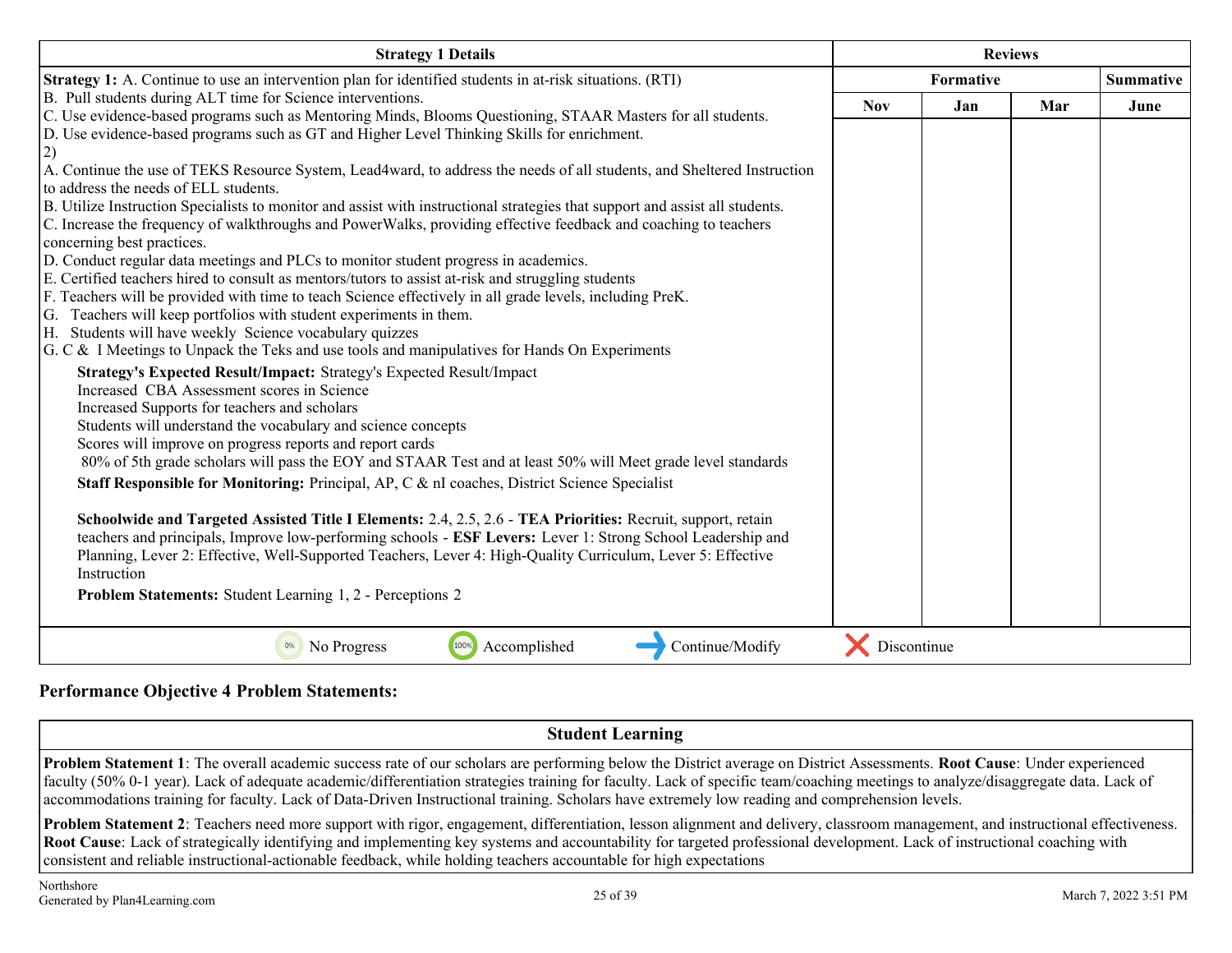| Strategy 1 Details | Reviews | | | |
|---|---|---|---|---|
| | Formative | | | Summative |
| | Nov | Jan | Mar | June |
| **Strategy 1:** A. Continue to use an intervention plan for identified students in at-risk situations. (RTI)<br>B. Pull students during ALT time for Science interventions.<br>C. Use evidence-based programs such as Mentoring Minds, Blooms Questioning, STAAR Masters for all students.<br>D. Use evidence-based programs such as GT and Higher Level Thinking Skills for enrichment.<br>2)<br>A. Continue the use of TEKS Resource System, Lead4ward, to address the needs of all students, and Sheltered Instruction to address the needs of ELL students.<br>B. Utilize Instruction Specialists to monitor and assist with instructional strategies that support and assist all students.<br>C. Increase the frequency of walkthroughs and PowerWalks, providing effective feedback and coaching to teachers concerning best practices.<br>D. Conduct regular data meetings and PLCs to monitor student progress in academics.<br>E. Certified teachers hired to consult as mentors/tutors to assist at-risk and struggling students<br>F. Teachers will be provided with time to teach Science effectively in all grade levels, including PreK.<br>G. Teachers will keep portfolios with student experiments in them.<br>H. Students will have weekly Science vocabulary quizzes<br>G. C & I Meetings to Unpack the Teks and use tools and manipulatives for Hands On Experiments<br>**Strategy's Expected Result/Impact:** Strategy's Expected Result/Impact<br>Increased CBA Assessment scores in Science<br>Increased Supports for teachers and scholars<br>Students will understand the vocabulary and science concepts<br>Scores will improve on progress reports and report cards<br>80% of 5th grade scholars will pass the EOY and STAAR Test and at least 50% will Meet grade level standards<br>**Staff Responsible for Monitoring:** Principal, AP, C & nI coaches, District Science Specialist<br><br>**Schoolwide and Targeted Assisted Title I Elements:** 2.4, 2.5, 2.6 - **TEA Priorities:** Recruit, support, retain teachers and principals, Improve low-performing schools - **ESF Levers:** Lever 1: Strong School Leadership and Planning, Lever 2: Effective, Well-Supported Teachers, Lever 4: High-Quality Curriculum, Lever 5: Effective Instruction<br>**Problem Statements:** Student Learning 1, 2 - Perceptions 2 | | | | |

0% No Progress | 100% Accomplished | Continue/Modify | Discontinue

## Performance Objective 4 Problem Statements:

| Student Learning |
|---|
| **Problem Statement 1**: The overall academic success rate of our scholars are performing below the District average on District Assessments. **Root Cause**: Under experienced faculty (50% 0-1 year). Lack of adequate academic/differentiation strategies training for faculty. Lack of specific team/coaching meetings to analyze/disaggregate data. Lack of accommodations training for faculty. Lack of Data-Driven Instructional training. Scholars have extremely low reading and comprehension levels. |
| **Problem Statement 2**: Teachers need more support with rigor, engagement, differentiation, lesson alignment and delivery, classroom management, and instructional effectiveness. **Root Cause**: Lack of strategically identifying and implementing key systems and accountability for targeted professional development. Lack of instructional coaching with consistent and reliable instructional-actionable feedback, while holding teachers accountable for high expectations |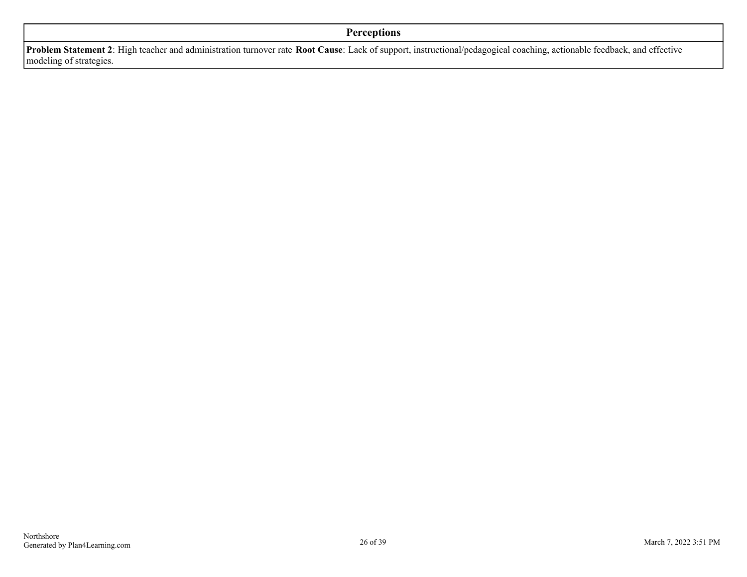| Perceptions |
| --- |
| **Problem Statement 2**: High teacher and administration turnover rate **Root Cause**: Lack of support, instructional/pedagogical coaching, actionable feedback, and effective modeling of strategies. |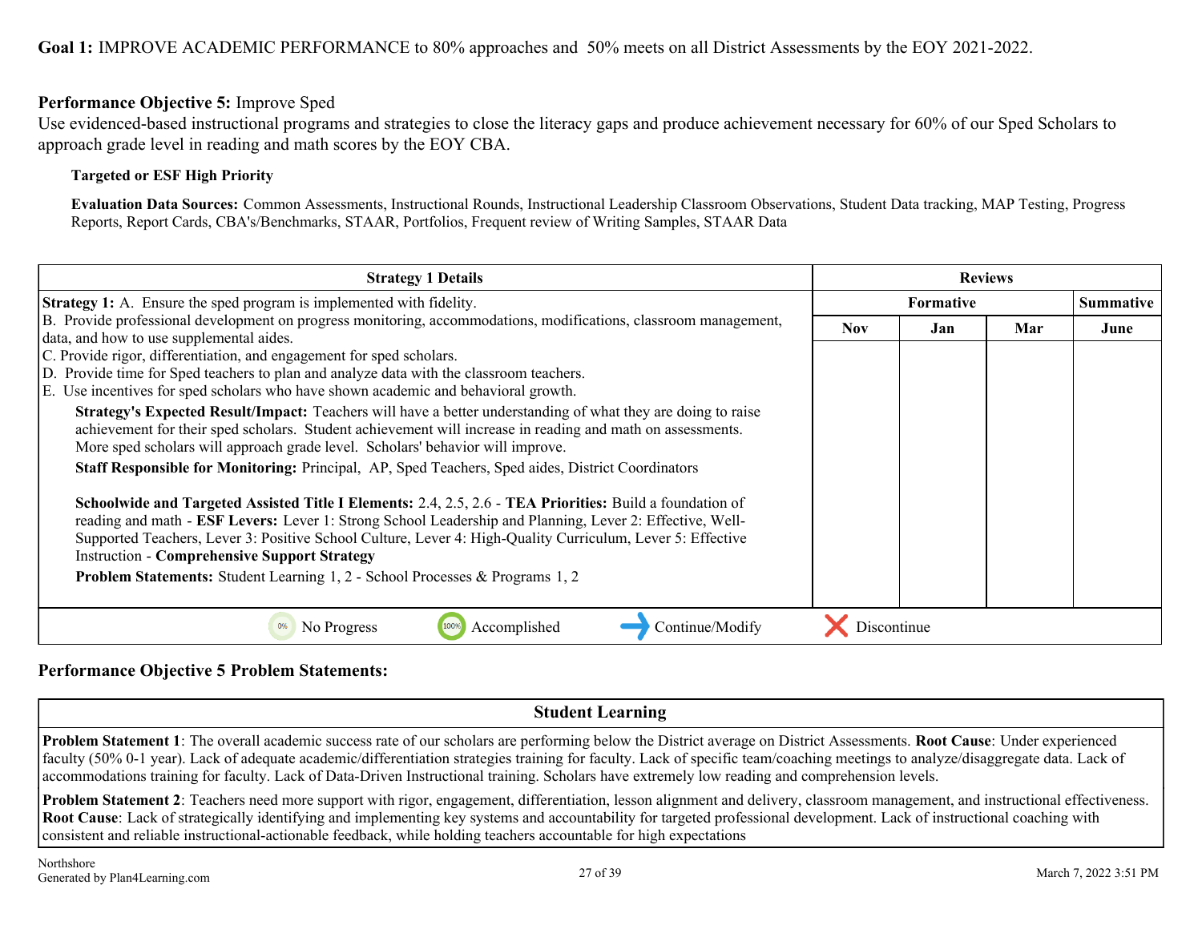**Goal 1:** IMPROVE ACADEMIC PERFORMANCE to 80% approaches and 50% meets on all District Assessments by the EOY 2021-2022.

**Performance Objective 5:** Improve Sped
Use evidenced-based instructional programs and strategies to close the literacy gaps and produce achievement necessary for 60% of our Sped Scholars to approach grade level in reading and math scores by the EOY CBA.

**Targeted or ESF High Priority**

**Evaluation Data Sources:** Common Assessments, Instructional Rounds, Instructional Leadership Classroom Observations, Student Data tracking, MAP Testing, Progress Reports, Report Cards, CBA's/Benchmarks, STAAR, Portfolios, Frequent review of Writing Samples, STAAR Data

| Strategy 1 Details | Reviews | | | |
|---|---|---|---|---|
| | Formative | | | Summative |
| | Nov | Jan | Mar | June |
| **Strategy 1:** A. Ensure the sped program is implemented with fidelity.<br>B. Provide professional development on progress monitoring, accommodations, modifications, classroom management, data, and how to use supplemental aides.<br>C. Provide rigor, differentiation, and engagement for sped scholars.<br>D. Provide time for Sped teachers to plan and analyze data with the classroom teachers.<br>E. Use incentives for sped scholars who have shown academic and behavioral growth.<br>**Strategy's Expected Result/Impact:** Teachers will have a better understanding of what they are doing to raise achievement for their sped scholars. Student achievement will increase in reading and math on assessments. More sped scholars will approach grade level. Scholars' behavior will improve.<br>**Staff Responsible for Monitoring:** Principal, AP, Sped Teachers, Sped aides, District Coordinators<br><br>**Schoolwide and Targeted Assisted Title I Elements:** 2.4, 2.5, 2.6 - **TEA Priorities:** Build a foundation of reading and math - **ESF Levers:** Lever 1: Strong School Leadership and Planning, Lever 2: Effective, Well-Supported Teachers, Lever 3: Positive School Culture, Lever 4: High-Quality Curriculum, Lever 5: Effective Instruction - **Comprehensive Support Strategy**<br>**Problem Statements:** Student Learning 1, 2 - School Processes & Programs 1, 2 | | | | |
| 0% No Progress &nbsp;&nbsp; 100% Accomplished &nbsp;&nbsp; Continue/Modify &nbsp;&nbsp; Discontinue | | | | |

**Performance Objective 5 Problem Statements:**

| Student Learning |
|---|
| **Problem Statement 1**: The overall academic success rate of our scholars are performing below the District average on District Assessments. **Root Cause**: Under experienced faculty (50% 0-1 year). Lack of adequate academic/differentiation strategies training for faculty. Lack of specific team/coaching meetings to analyze/disaggregate data. Lack of accommodations training for faculty. Lack of Data-Driven Instructional training. Scholars have extremely low reading and comprehension levels. |
| **Problem Statement 2**: Teachers need more support with rigor, engagement, differentiation, lesson alignment and delivery, classroom management, and instructional effectiveness. **Root Cause**: Lack of strategically identifying and implementing key systems and accountability for targeted professional development. Lack of instructional coaching with consistent and reliable instructional-actionable feedback, while holding teachers accountable for high expectations |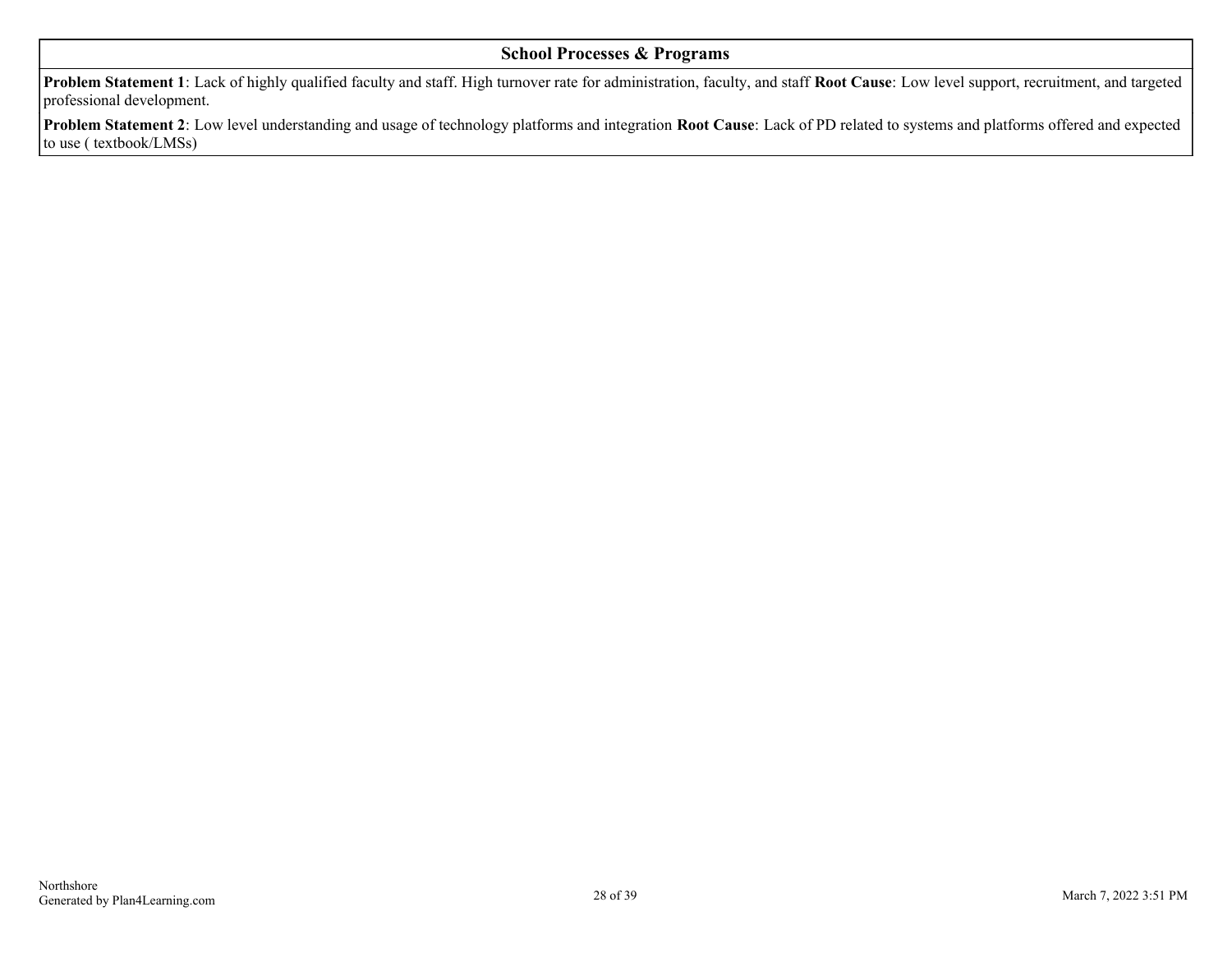## School Processes & Programs

**Problem Statement 1**: Lack of highly qualified faculty and staff. High turnover rate for administration, faculty, and staff **Root Cause**: Low level support, recruitment, and targeted professional development.

**Problem Statement 2**: Low level understanding and usage of technology platforms and integration **Root Cause**: Lack of PD related to systems and platforms offered and expected to use ( textbook/LMSs)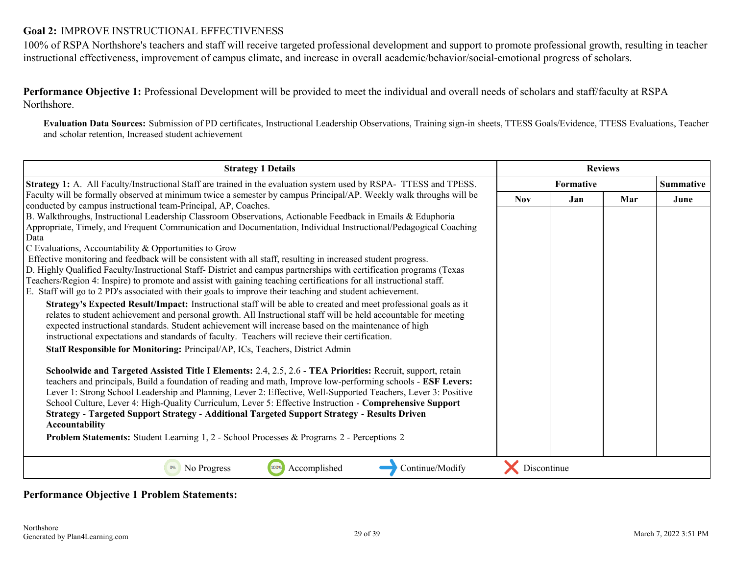**Goal 2:** IMPROVE INSTRUCTIONAL EFFECTIVENESS

100% of RSPA Northshore's teachers and staff will receive targeted professional development and support to promote professional growth, resulting in teacher instructional effectiveness, improvement of campus climate, and increase in overall academic/behavior/social-emotional progress of scholars.

**Performance Objective 1:** Professional Development will be provided to meet the individual and overall needs of scholars and staff/faculty at RSPA Northshore.

**Evaluation Data Sources:** Submission of PD certificates, Instructional Leadership Observations, Training sign-in sheets, TTESS Goals/Evidence, TTESS Evaluations, Teacher and scholar retention, Increased student achievement

| Strategy 1 Details | Reviews | | | |
|---|---|---|---|---|
| | Formative | | | Summative |
| | Nov | Jan | Mar | June |
| **Strategy 1:** A. All Faculty/Instructional Staff are trained in the evaluation system used by RSPA- TTESS and TPESS. Faculty will be formally observed at minimum twice a semester by campus Principal/AP. Weekly walk throughs will be conducted by campus instructional team-Principal, AP, Coaches.<br>B. Walkthroughs, Instructional Leadership Classroom Observations, Actionable Feedback in Emails & Eduphoria Appropriate, Timely, and Frequent Communication and Documentation, Individual Instructional/Pedagogical Coaching Data<br>C Evaluations, Accountability & Opportunities to Grow<br>Effective monitoring and feedback will be consistent with all staff, resulting in increased student progress.<br>D. Highly Qualified Faculty/Instructional Staff- District and campus partnerships with certification programs (Texas Teachers/Region 4: Inspire) to promote and assist with gaining teaching certifications for all instructional staff.<br>E. Staff will go to 2 PD's associated with their goals to improve their teaching and student achievement.<br>**Strategy's Expected Result/Impact:** Instructional staff will be able to created and meet professional goals as it relates to student achievement and personal growth. All Instructional staff will be held accountable for meeting expected instructional standards. Student achievement will increase based on the maintenance of high instructional expectations and standards of faculty. Teachers will recieve their certification.<br>**Staff Responsible for Monitoring:** Principal/AP, ICs, Teachers, District Admin<br><br>**Schoolwide and Targeted Assisted Title I Elements:** 2.4, 2.5, 2.6 - **TEA Priorities:** Recruit, support, retain teachers and principals, Build a foundation of reading and math, Improve low-performing schools - **ESF Levers:** Lever 1: Strong School Leadership and Planning, Lever 2: Effective, Well-Supported Teachers, Lever 3: Positive School Culture, Lever 4: High-Quality Curriculum, Lever 5: Effective Instruction - **Comprehensive Support Strategy** - **Targeted Support Strategy** - **Additional Targeted Support Strategy** - **Results Driven Accountability**<br>**Problem Statements:** Student Learning 1, 2 - School Processes & Programs 2 - Perceptions 2 | | | | |

0% No Progress | 100% Accomplished | Continue/Modify | Discontinue

**Performance Objective 1 Problem Statements:**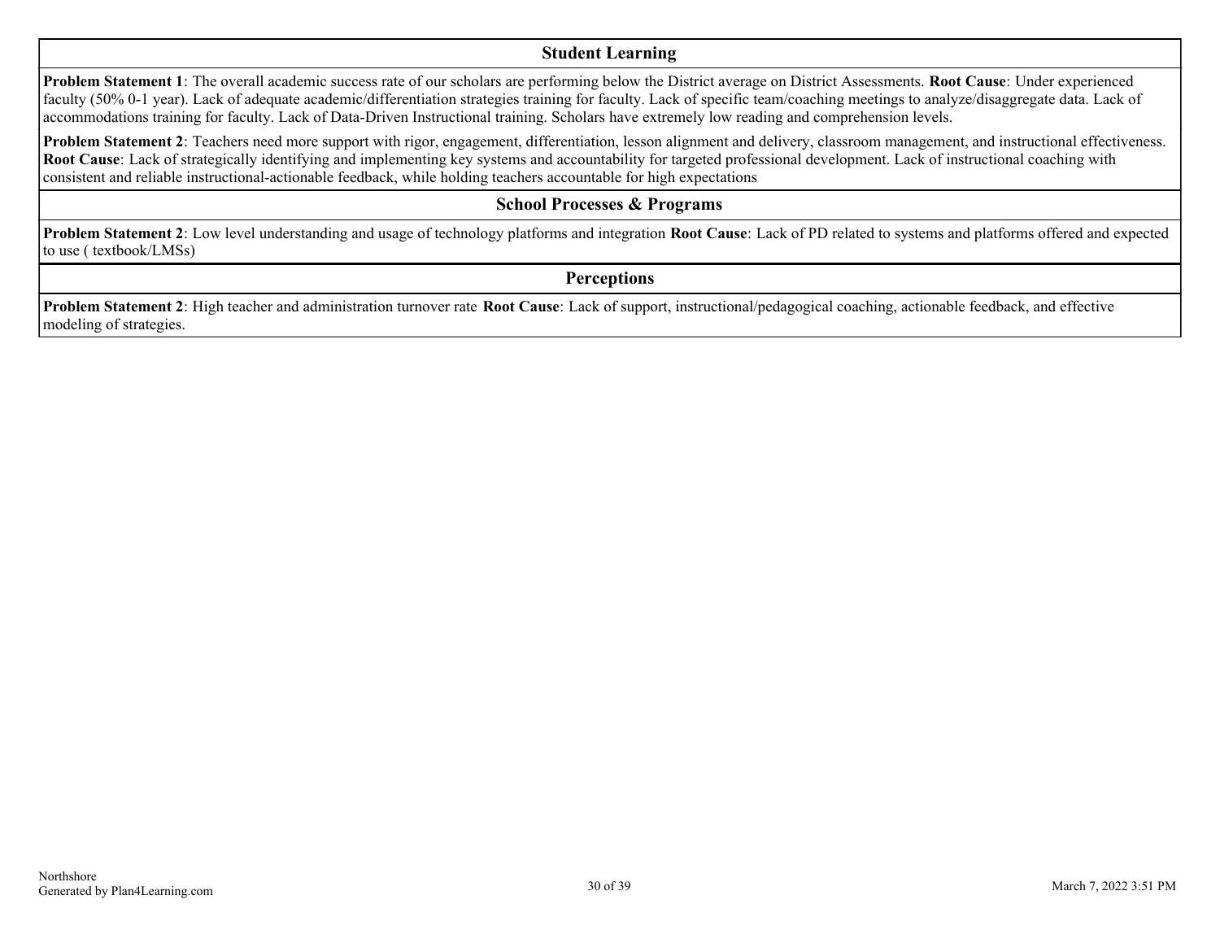## Student Learning

**Problem Statement 1**: The overall academic success rate of our scholars are performing below the District average on District Assessments. **Root Cause**: Under experienced faculty (50% 0-1 year). Lack of adequate academic/differentiation strategies training for faculty. Lack of specific team/coaching meetings to analyze/disaggregate data. Lack of accommodations training for faculty. Lack of Data-Driven Instructional training. Scholars have extremely low reading and comprehension levels.

**Problem Statement 2**: Teachers need more support with rigor, engagement, differentiation, lesson alignment and delivery, classroom management, and instructional effectiveness. **Root Cause**: Lack of strategically identifying and implementing key systems and accountability for targeted professional development. Lack of instructional coaching with consistent and reliable instructional-actionable feedback, while holding teachers accountable for high expectations

## School Processes & Programs

**Problem Statement 2**: Low level understanding and usage of technology platforms and integration **Root Cause**: Lack of PD related to systems and platforms offered and expected to use ( textbook/LMSs)

## Perceptions

**Problem Statement 2**: High teacher and administration turnover rate **Root Cause**: Lack of support, instructional/pedagogical coaching, actionable feedback, and effective modeling of strategies.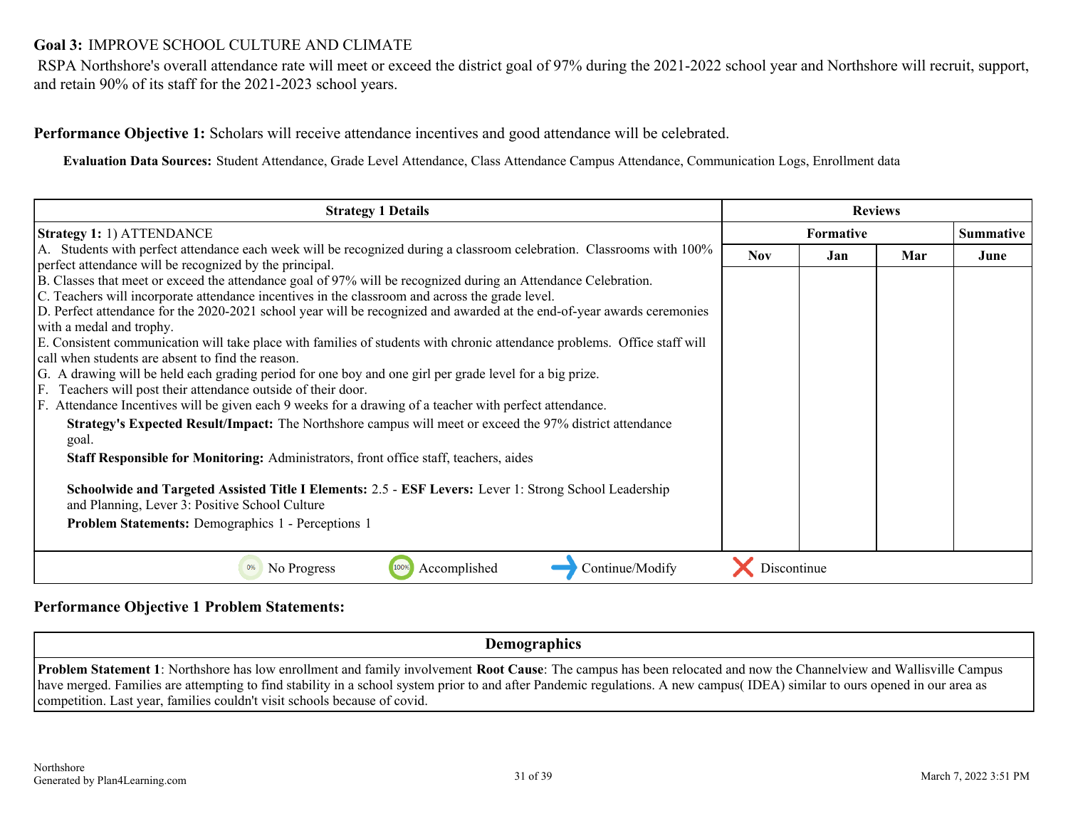## Goal 3: IMPROVE SCHOOL CULTURE AND CLIMATE

RSPA Northshore's overall attendance rate will meet or exceed the district goal of 97% during the 2021-2022 school year and Northshore will recruit, support, and retain 90% of its staff for the 2021-2023 school years.

**Performance Objective 1:** Scholars will receive attendance incentives and good attendance will be celebrated.

**Evaluation Data Sources:** Student Attendance, Grade Level Attendance, Class Attendance Campus Attendance, Communication Logs, Enrollment data

| Strategy 1 Details | Reviews | | | |
|---|---|---|---|---|
| | Formative | | | Summative |
| | Nov | Jan | Mar | June |
| **Strategy 1:** 1) ATTENDANCE<br>A. Students with perfect attendance each week will be recognized during a classroom celebration. Classrooms with 100% perfect attendance will be recognized by the principal.<br>B. Classes that meet or exceed the attendance goal of 97% will be recognized during an Attendance Celebration.<br>C. Teachers will incorporate attendance incentives in the classroom and across the grade level.<br>D. Perfect attendance for the 2020-2021 school year will be recognized and awarded at the end-of-year awards ceremonies with a medal and trophy.<br>E. Consistent communication will take place with families of students with chronic attendance problems. Office staff will call when students are absent to find the reason.<br>G. A drawing will be held each grading period for one boy and one girl per grade level for a big prize.<br>F. Teachers will post their attendance outside of their door.<br>F. Attendance Incentives will be given each 9 weeks for a drawing of a teacher with perfect attendance.<br>**Strategy's Expected Result/Impact:** The Northshore campus will meet or exceed the 97% district attendance goal.<br>**Staff Responsible for Monitoring:** Administrators, front office staff, teachers, aides<br><br>**Schoolwide and Targeted Assisted Title I Elements:** 2.5 - **ESF Levers:** Lever 1: Strong School Leadership and Planning, Lever 3: Positive School Culture<br>**Problem Statements:** Demographics 1 - Perceptions 1 | | | | |
| 0% No Progress 100% Accomplished → Continue/Modify ✗ Discontinue | | | | |

**Performance Objective 1 Problem Statements:**

| Demographics |
|---|
| **Problem Statement 1**: Northshore has low enrollment and family involvement **Root Cause**: The campus has been relocated and now the Channelview and Wallisville Campus have merged. Families are attempting to find stability in a school system prior to and after Pandemic regulations. A new campus( IDEA) similar to ours opened in our area as competition. Last year, families couldn't visit schools because of covid. |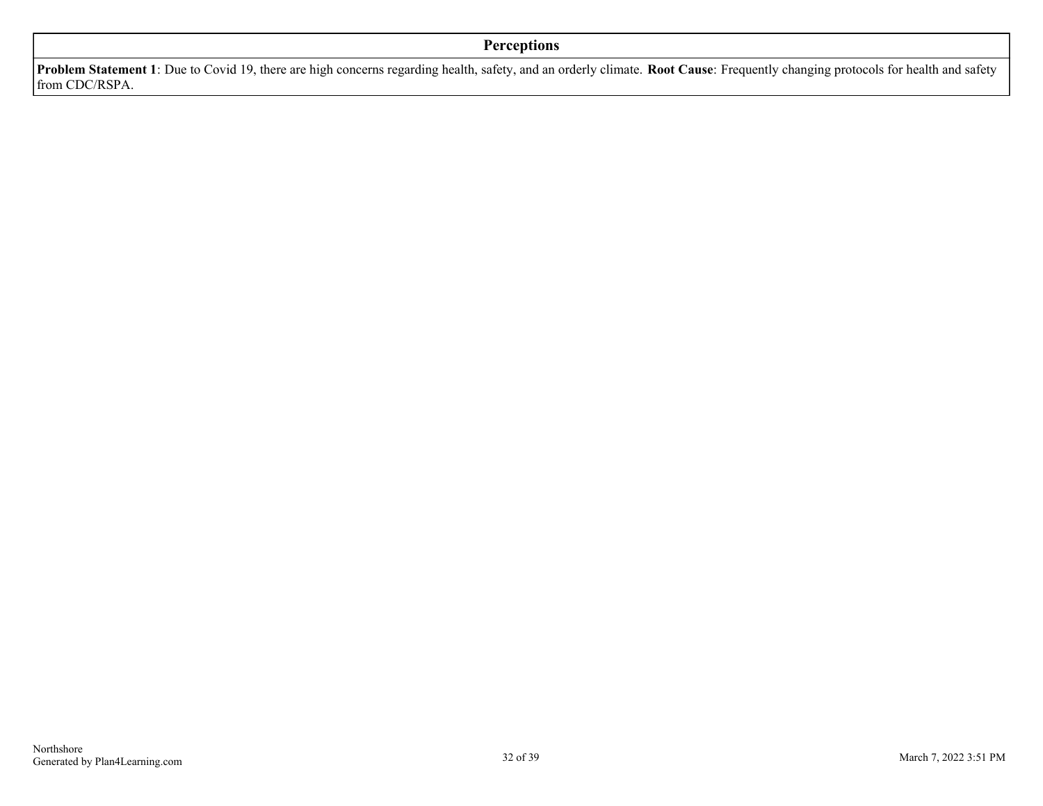| Perceptions |
| --- |
| **Problem Statement 1**: Due to Covid 19, there are high concerns regarding health, safety, and an orderly climate. **Root Cause**: Frequently changing protocols for health and safety from CDC/RSPA. |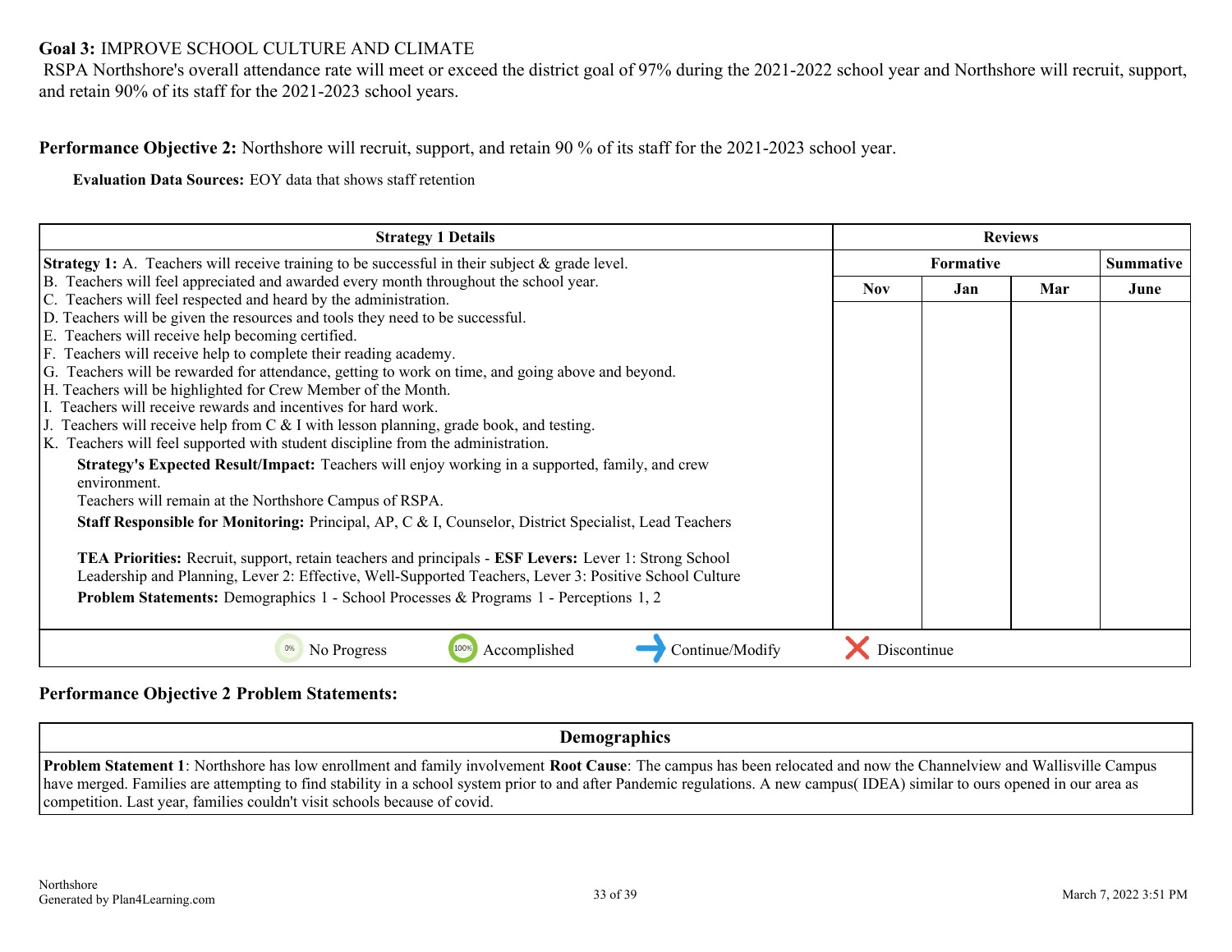**Goal 3:** IMPROVE SCHOOL CULTURE AND CLIMATE
RSPA Northshore's overall attendance rate will meet or exceed the district goal of 97% during the 2021-2022 school year and Northshore will recruit, support, and retain 90% of its staff for the 2021-2023 school years.

**Performance Objective 2:** Northshore will recruit, support, and retain 90 % of its staff for the 2021-2023 school year.

**Evaluation Data Sources:** EOY data that shows staff retention

| Strategy 1 Details | Reviews | | | |
|---|---|---|---|---|
| | Formative | | | Summative |
| | Nov | Jan | Mar | June |
| **Strategy 1:** A. Teachers will receive training to be successful in their subject & grade level.<br>B. Teachers will feel appreciated and awarded every month throughout the school year.<br>C. Teachers will feel respected and heard by the administration.<br>D. Teachers will be given the resources and tools they need to be successful.<br>E. Teachers will receive help becoming certified.<br>F. Teachers will receive help to complete their reading academy.<br>G. Teachers will be rewarded for attendance, getting to work on time, and going above and beyond.<br>H. Teachers will be highlighted for Crew Member of the Month.<br>I. Teachers will receive rewards and incentives for hard work.<br>J. Teachers will receive help from C & I with lesson planning, grade book, and testing.<br>K. Teachers will feel supported with student discipline from the administration.<br>**Strategy's Expected Result/Impact:** Teachers will enjoy working in a supported, family, and crew environment.<br>Teachers will remain at the Northshore Campus of RSPA.<br>**Staff Responsible for Monitoring:** Principal, AP, C & I, Counselor, District Specialist, Lead Teachers<br><br>**TEA Priorities:** Recruit, support, retain teachers and principals - **ESF Levers:** Lever 1: Strong School Leadership and Planning, Lever 2: Effective, Well-Supported Teachers, Lever 3: Positive School Culture<br>**Problem Statements:** Demographics 1 - School Processes & Programs 1 - Perceptions 1, 2 | | | | |

No Progress | Accomplished | Continue/Modify | Discontinue

**Performance Objective 2 Problem Statements:**

| Demographics |
|---|
| **Problem Statement 1**: Northshore has low enrollment and family involvement **Root Cause**: The campus has been relocated and now the Channelview and Wallisville Campus have merged. Families are attempting to find stability in a school system prior to and after Pandemic regulations. A new campus( IDEA) similar to ours opened in our area as competition. Last year, families couldn't visit schools because of covid. |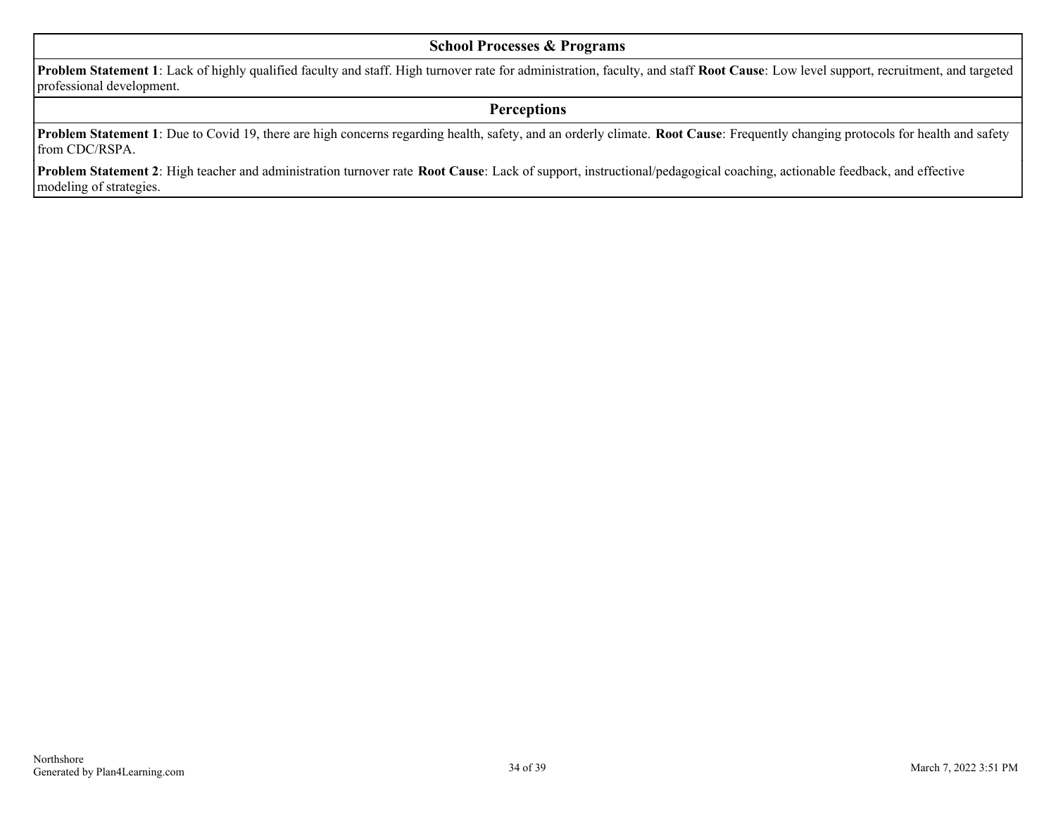## School Processes & Programs

**Problem Statement 1**: Lack of highly qualified faculty and staff. High turnover rate for administration, faculty, and staff **Root Cause**: Low level support, recruitment, and targeted professional development.

## Perceptions

**Problem Statement 1**: Due to Covid 19, there are high concerns regarding health, safety, and an orderly climate. **Root Cause**: Frequently changing protocols for health and safety from CDC/RSPA.

**Problem Statement 2**: High teacher and administration turnover rate **Root Cause**: Lack of support, instructional/pedagogical coaching, actionable feedback, and effective modeling of strategies.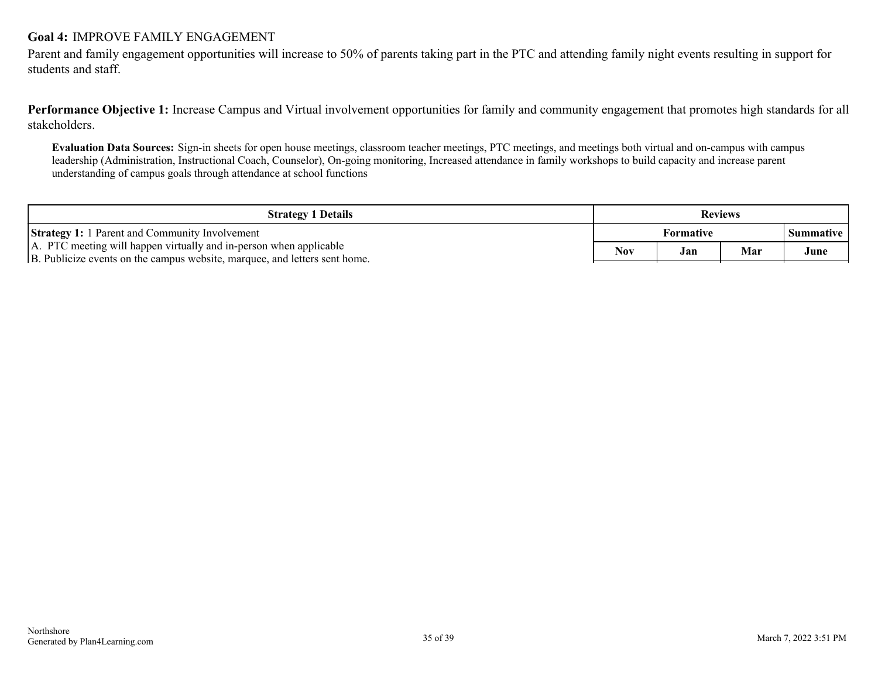**Goal 4:** IMPROVE FAMILY ENGAGEMENT

Parent and family engagement opportunities will increase to 50% of parents taking part in the PTC and attending family night events resulting in support for students and staff.

**Performance Objective 1:** Increase Campus and Virtual involvement opportunities for family and community engagement that promotes high standards for all stakeholders.

**Evaluation Data Sources:** Sign-in sheets for open house meetings, classroom teacher meetings, PTC meetings, and meetings both virtual and on-campus with campus leadership (Administration, Instructional Coach, Counselor), On-going monitoring, Increased attendance in family workshops to build capacity and increase parent understanding of campus goals through attendance at school functions

| Strategy 1 Details | Reviews | | | |
|---|---|---|---|---|
| | Formative | | | Summative |
| **Strategy 1:** 1 Parent and Community Involvement<br>A. PTC meeting will happen virtually and in-person when applicable<br>B. Publicize events on the campus website, marquee, and letters sent home. | Nov | Jan | Mar | June |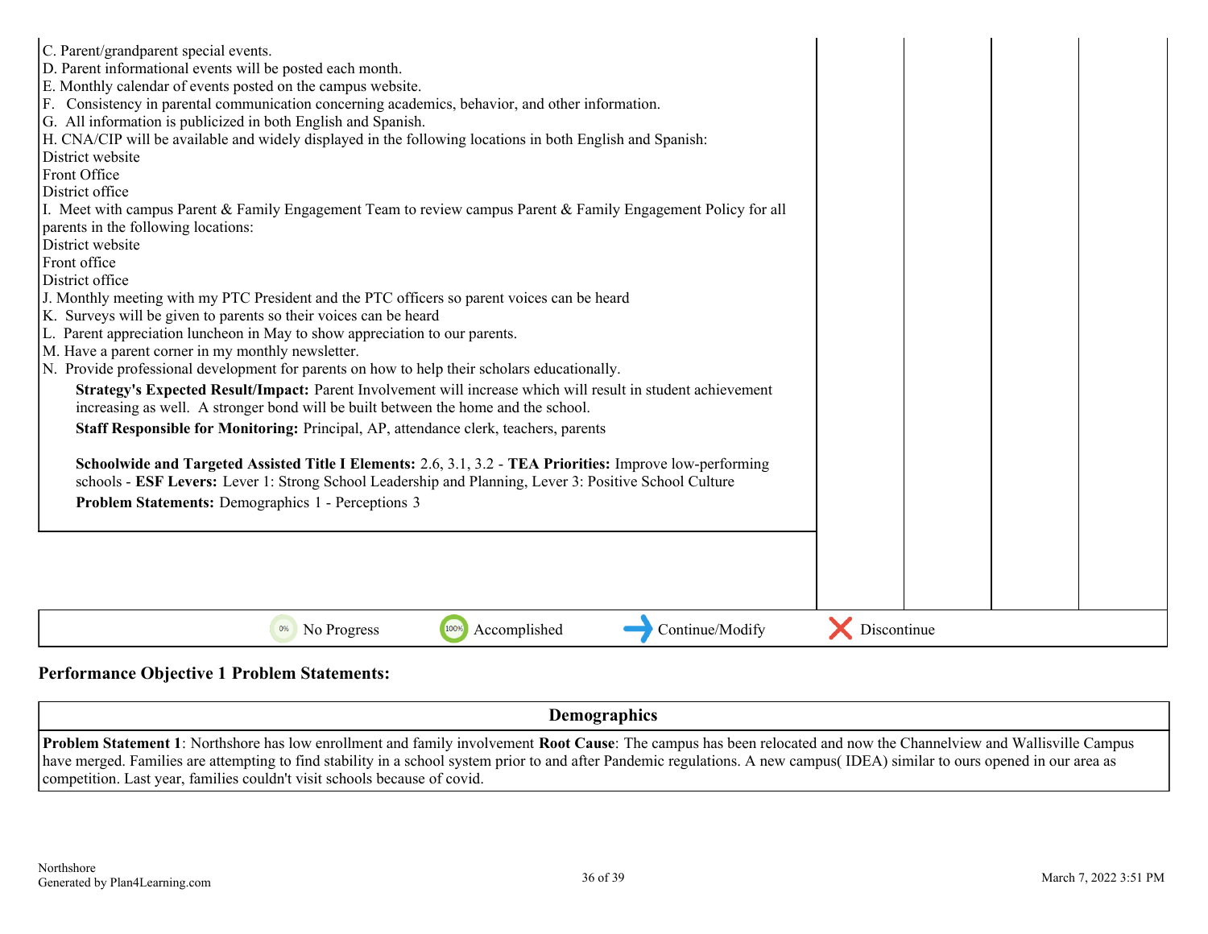C. Parent/grandparent special events.
D. Parent informational events will be posted each month.
E. Monthly calendar of events posted on the campus website.
F. Consistency in parental communication concerning academics, behavior, and other information.
G. All information is publicized in both English and Spanish.
H. CNA/CIP will be available and widely displayed in the following locations in both English and Spanish:
District website
Front Office
District office
I. Meet with campus Parent & Family Engagement Team to review campus Parent & Family Engagement Policy for all parents in the following locations:
District website
Front office
District office
J. Monthly meeting with my PTC President and the PTC officers so parent voices can be heard
K. Surveys will be given to parents so their voices can be heard
L. Parent appreciation luncheon in May to show appreciation to our parents.
M. Have a parent corner in my monthly newsletter.
N. Provide professional development for parents on how to help their scholars educationally.

**Strategy's Expected Result/Impact:** Parent Involvement will increase which will result in student achievement increasing as well. A stronger bond will be built between the home and the school.

**Staff Responsible for Monitoring:** Principal, AP, attendance clerk, teachers, parents

**Schoolwide and Targeted Assisted Title I Elements:** 2.6, 3.1, 3.2 - **TEA Priorities:** Improve low-performing schools - **ESF Levers:** Lever 1: Strong School Leadership and Planning, Lever 3: Positive School Culture

**Problem Statements:** Demographics 1 - Perceptions 3

0% No Progress | 100% Accomplished | Continue/Modify | Discontinue

## Performance Objective 1 Problem Statements:

| Demographics |
|---|
| **Problem Statement 1**: Northshore has low enrollment and family involvement **Root Cause**: The campus has been relocated and now the Channelview and Wallisville Campus have merged. Families are attempting to find stability in a school system prior to and after Pandemic regulations. A new campus( IDEA) similar to ours opened in our area as competition. Last year, families couldn't visit schools because of covid. |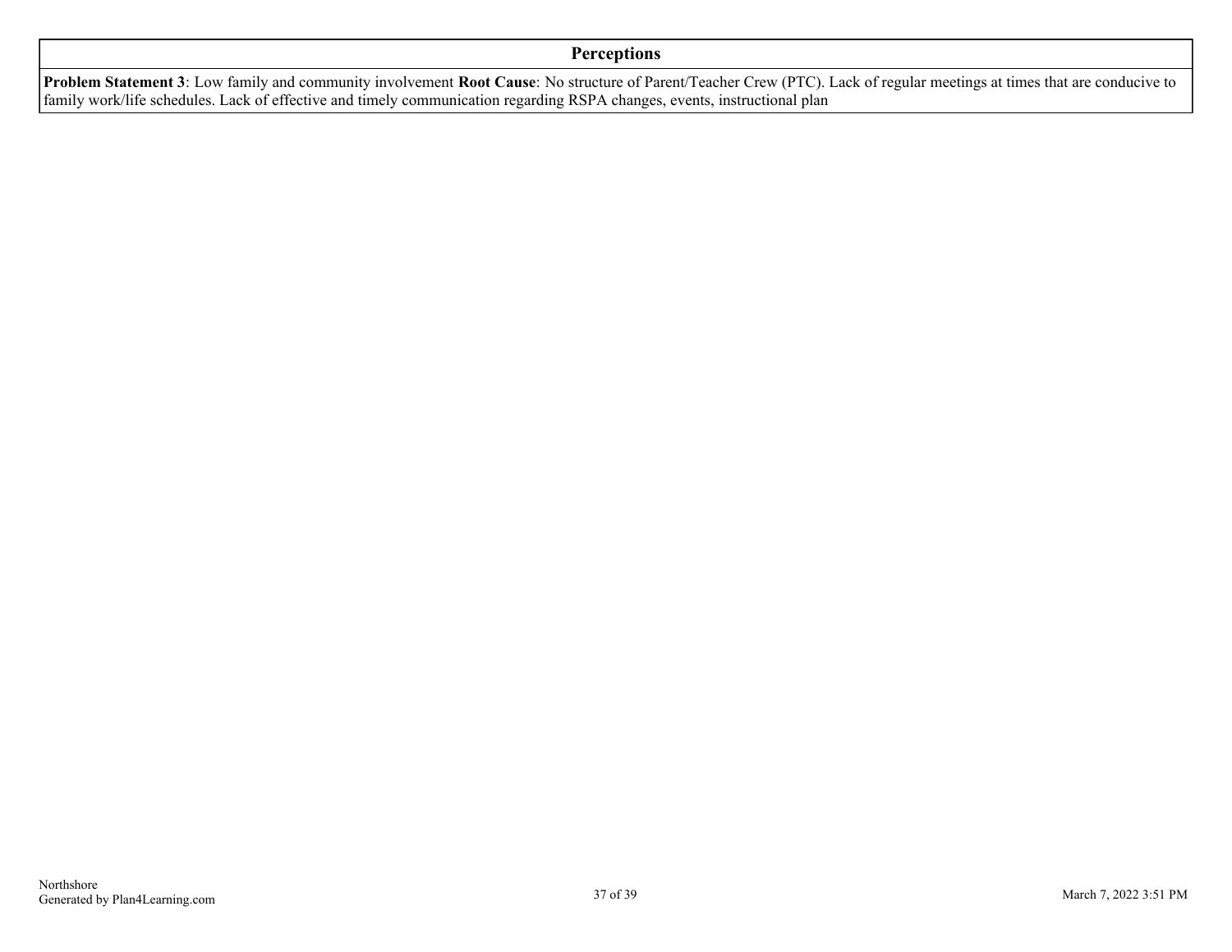| Perceptions |
| --- |
| **Problem Statement 3**: Low family and community involvement **Root Cause**: No structure of Parent/Teacher Crew (PTC). Lack of regular meetings at times that are conducive to family work/life schedules. Lack of effective and timely communication regarding RSPA changes, events, instructional plan |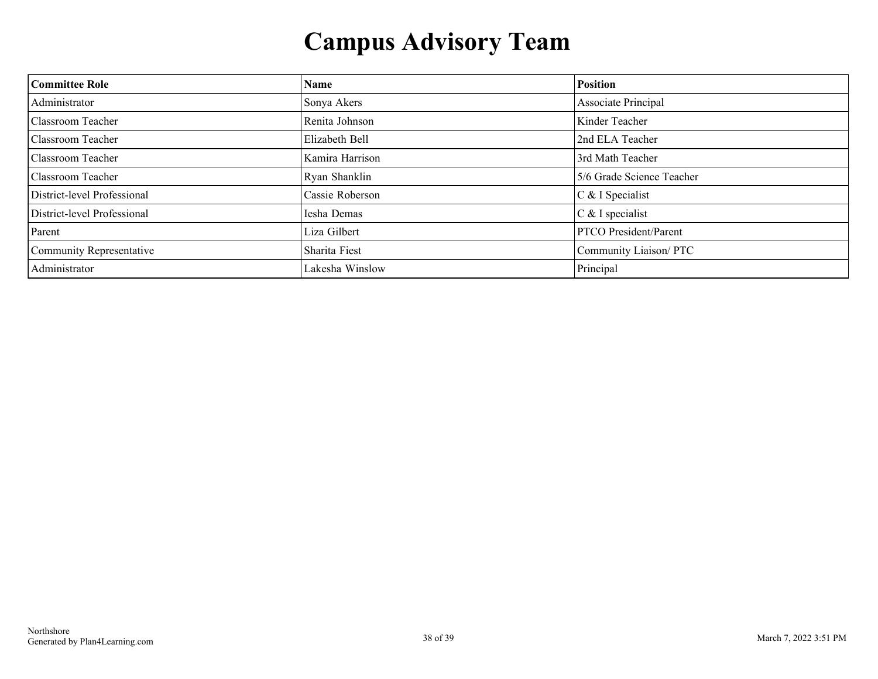# Campus Advisory Team

| Committee Role | Name | Position |
|---|---|---|
| Administrator | Sonya Akers | Associate Principal |
| Classroom Teacher | Renita Johnson | Kinder Teacher |
| Classroom Teacher | Elizabeth Bell | 2nd ELA Teacher |
| Classroom Teacher | Kamira Harrison | 3rd Math Teacher |
| Classroom Teacher | Ryan Shanklin | 5/6 Grade Science Teacher |
| District-level Professional | Cassie Roberson | C & I Specialist |
| District-level Professional | Iesha Demas | C & I specialist |
| Parent | Liza Gilbert | PTCO President/Parent |
| Community Representative | Sharita Fiest | Community Liaison/ PTC |
| Administrator | Lakesha Winslow | Principal |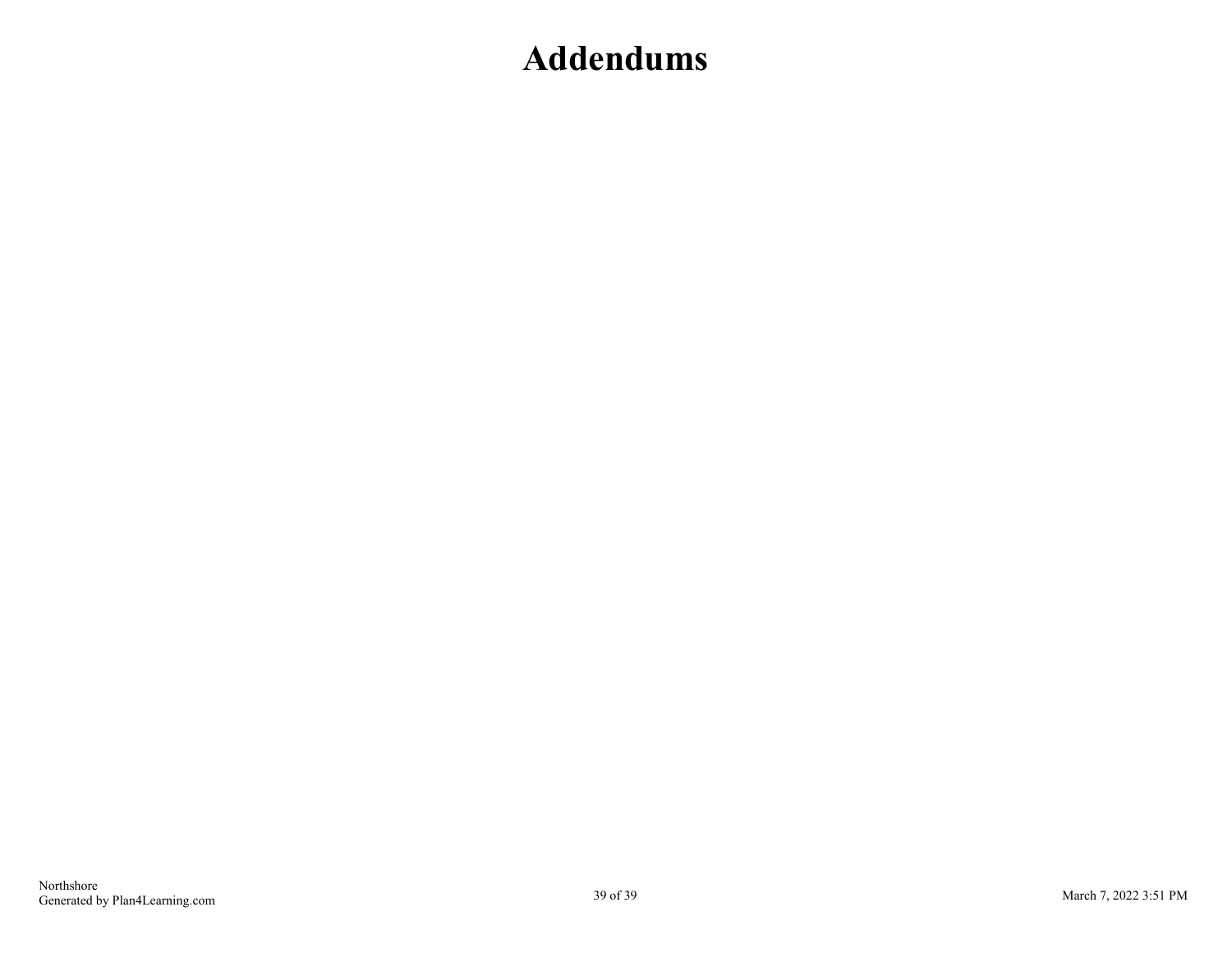# Addendums